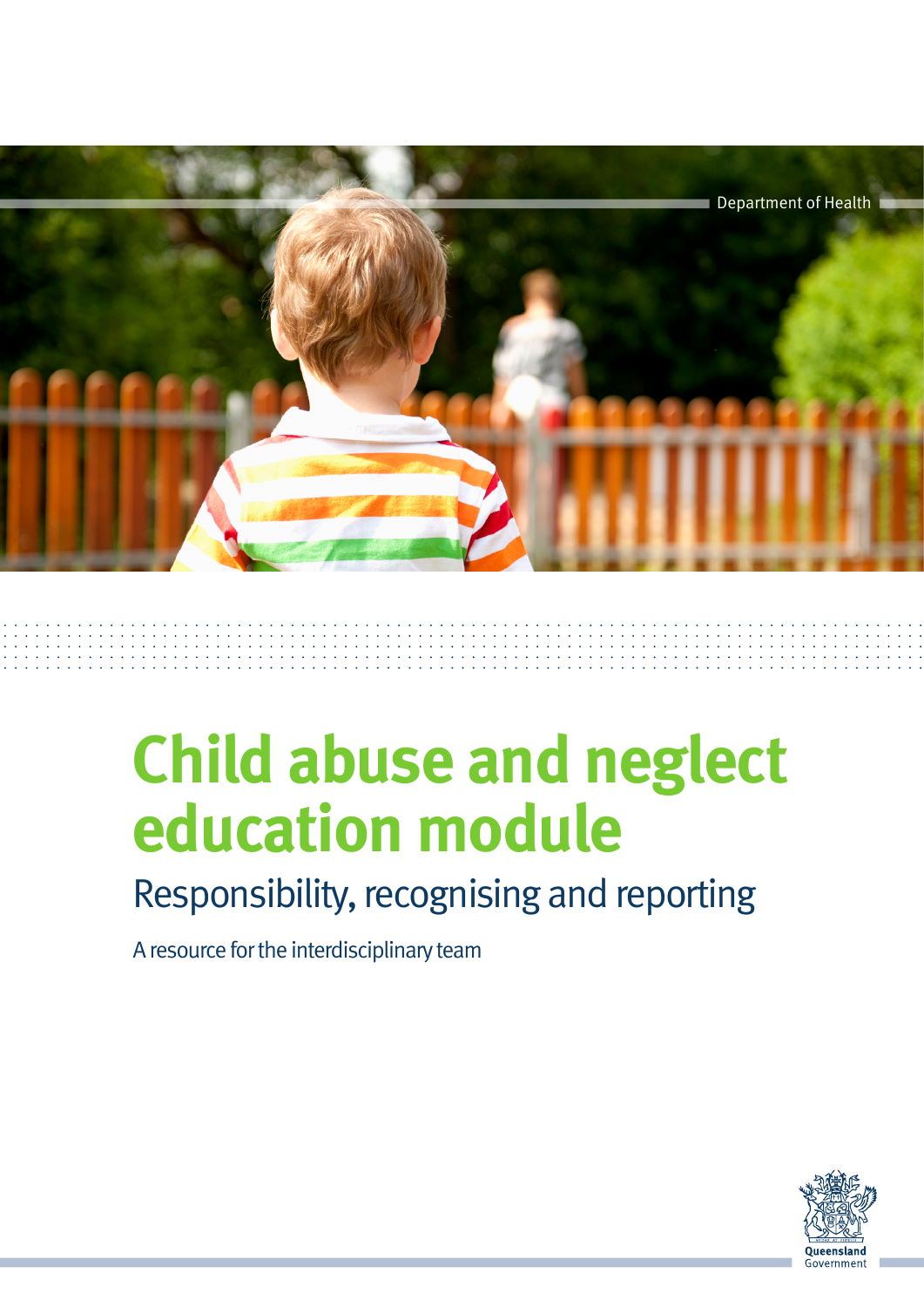Department of Health

# Child abuse and neglect education module

## Responsibility, recognising and reporting

A resource for the interdisciplinary team

Queensland Government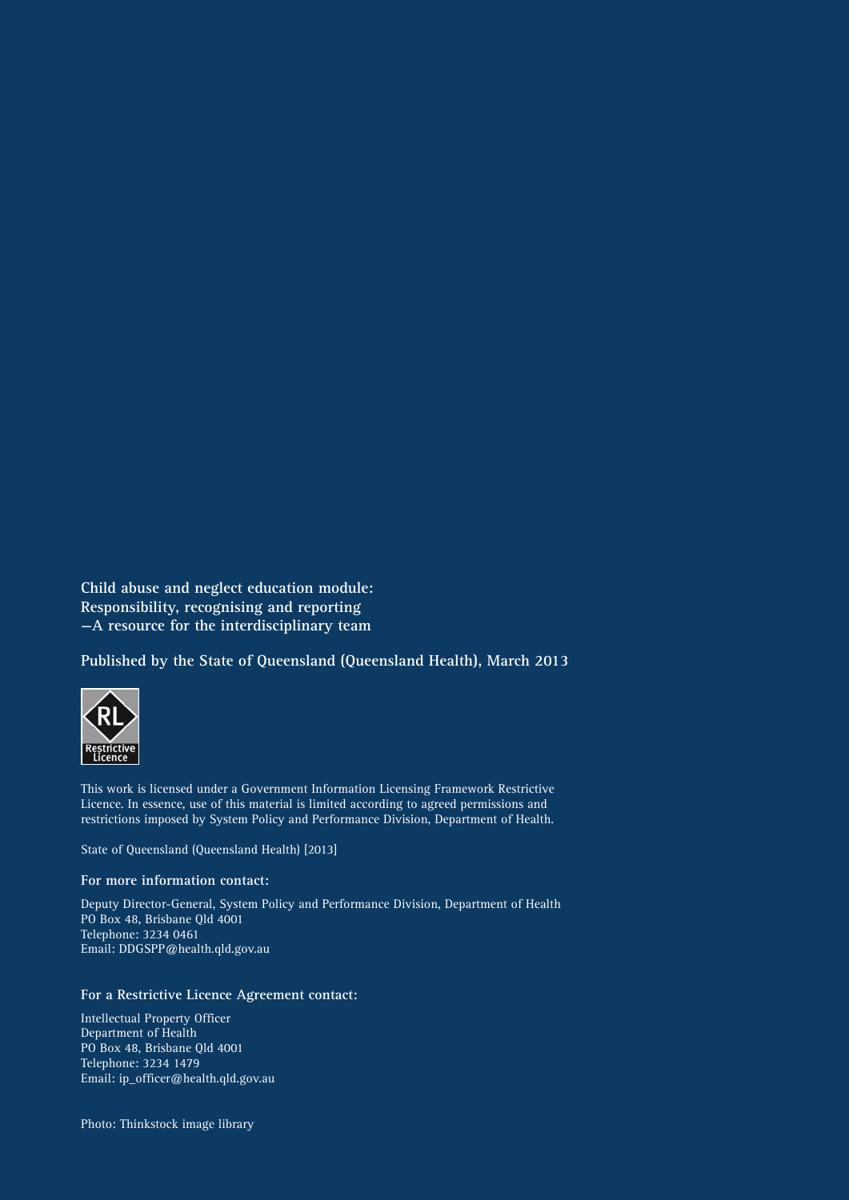**Child abuse and neglect education module:**
**Responsibility, recognising and reporting**
**—A resource for the interdisciplinary team**

**Published by the State of Queensland (Queensland Health), March 2013**

This work is licensed under a Government Information Licensing Framework Restrictive Licence. In essence, use of this material is limited according to agreed permissions and restrictions imposed by System Policy and Performance Division, Department of Health.

State of Queensland (Queensland Health) [2013]

**For more information contact:**

Deputy Director-General, System Policy and Performance Division, Department of Health
PO Box 48, Brisbane Qld 4001
Telephone: 3234 0461
Email: DDGSPP@health.qld.gov.au

**For a Restrictive Licence Agreement contact:**

Intellectual Property Officer
Department of Health
PO Box 48, Brisbane Qld 4001
Telephone: 3234 1479
Email: ip_officer@health.qld.gov.au

Photo: Thinkstock image library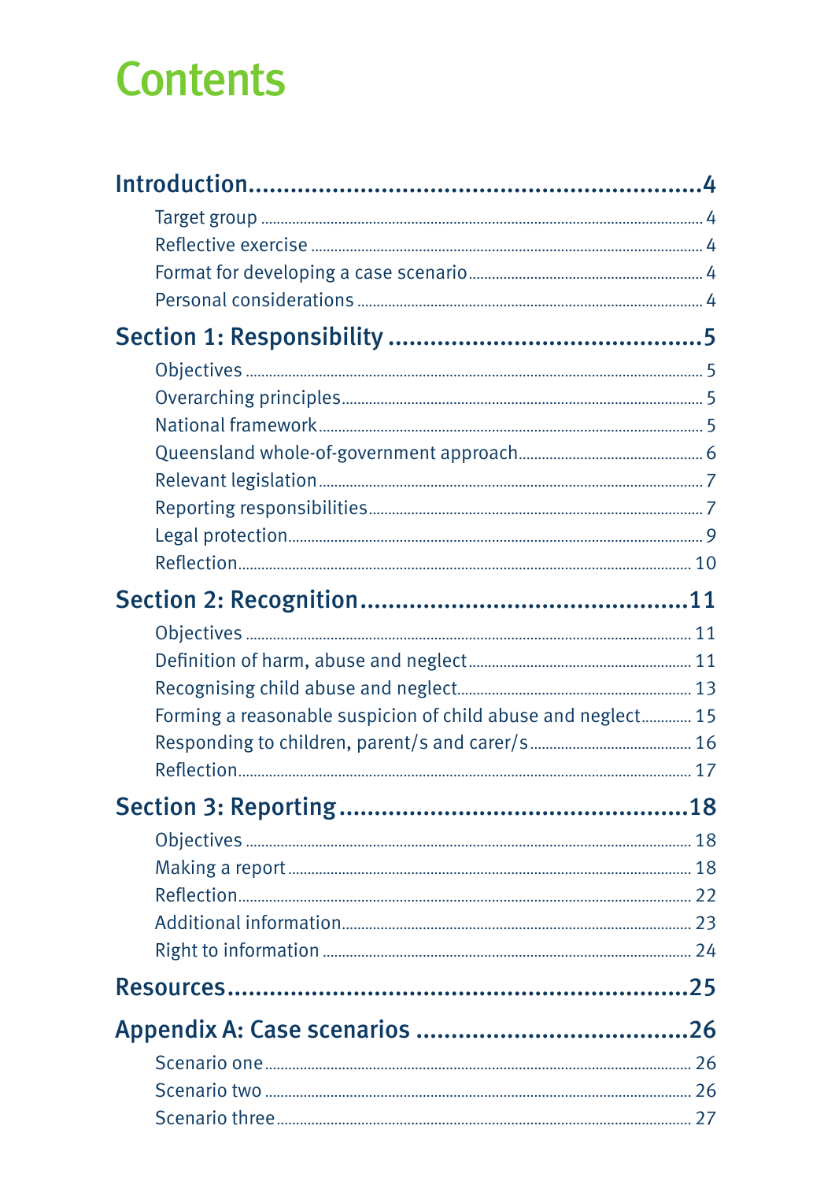# Contents

**Introduction** ........ **4**

- Target group ........ 4
- Reflective exercise ........ 4
- Format for developing a case scenario ........ 4
- Personal considerations ........ 4

**Section 1: Responsibility** ........ **5**

- Objectives ........ 5
- Overarching principles ........ 5
- National framework ........ 5
- Queensland whole-of-government approach ........ 6
- Relevant legislation ........ 7
- Reporting responsibilities ........ 7
- Legal protection ........ 9
- Reflection ........ 10

**Section 2: Recognition** ........ **11**

- Objectives ........ 11
- Definition of harm, abuse and neglect ........ 11
- Recognising child abuse and neglect ........ 13
- Forming a reasonable suspicion of child abuse and neglect ........ 15
- Responding to children, parent/s and carer/s ........ 16
- Reflection ........ 17

**Section 3: Reporting** ........ **18**

- Objectives ........ 18
- Making a report ........ 18
- Reflection ........ 22
- Additional information ........ 23
- Right to information ........ 24

**Resources** ........ **25**

**Appendix A: Case scenarios** ........ **26**

- Scenario one ........ 26
- Scenario two ........ 26
- Scenario three ........ 27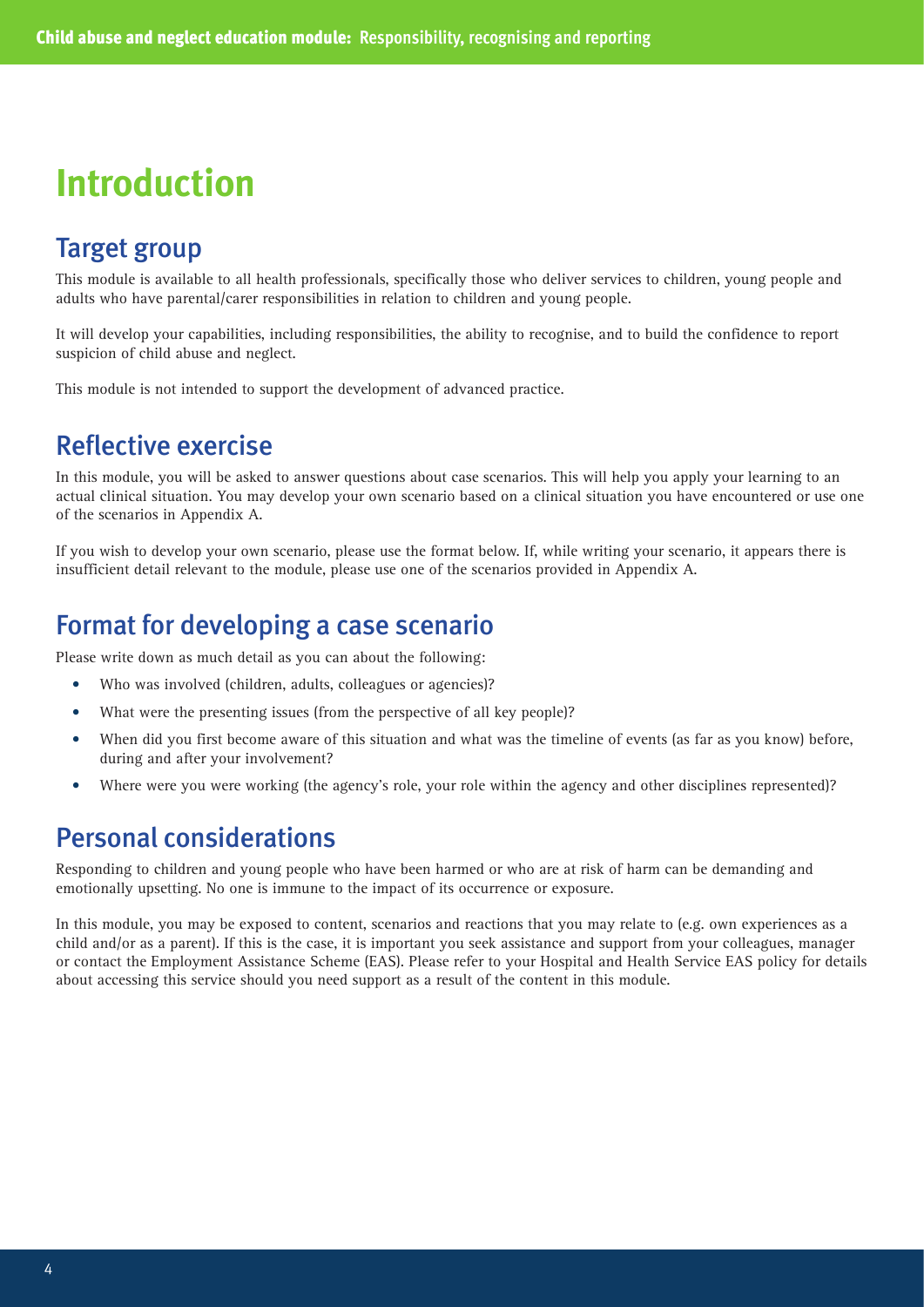# Introduction

## Target group

This module is available to all health professionals, specifically those who deliver services to children, young people and adults who have parental/carer responsibilities in relation to children and young people.

It will develop your capabilities, including responsibilities, the ability to recognise, and to build the confidence to report suspicion of child abuse and neglect.

This module is not intended to support the development of advanced practice.

## Reflective exercise

In this module, you will be asked to answer questions about case scenarios. This will help you apply your learning to an actual clinical situation. You may develop your own scenario based on a clinical situation you have encountered or use one of the scenarios in Appendix A.

If you wish to develop your own scenario, please use the format below. If, while writing your scenario, it appears there is insufficient detail relevant to the module, please use one of the scenarios provided in Appendix A.

## Format for developing a case scenario

Please write down as much detail as you can about the following:

- Who was involved (children, adults, colleagues or agencies)?
- What were the presenting issues (from the perspective of all key people)?
- When did you first become aware of this situation and what was the timeline of events (as far as you know) before, during and after your involvement?
- Where were you were working (the agency's role, your role within the agency and other disciplines represented)?

## Personal considerations

Responding to children and young people who have been harmed or who are at risk of harm can be demanding and emotionally upsetting. No one is immune to the impact of its occurrence or exposure.

In this module, you may be exposed to content, scenarios and reactions that you may relate to (e.g. own experiences as a child and/or as a parent). If this is the case, it is important you seek assistance and support from your colleagues, manager or contact the Employment Assistance Scheme (EAS). Please refer to your Hospital and Health Service EAS policy for details about accessing this service should you need support as a result of the content in this module.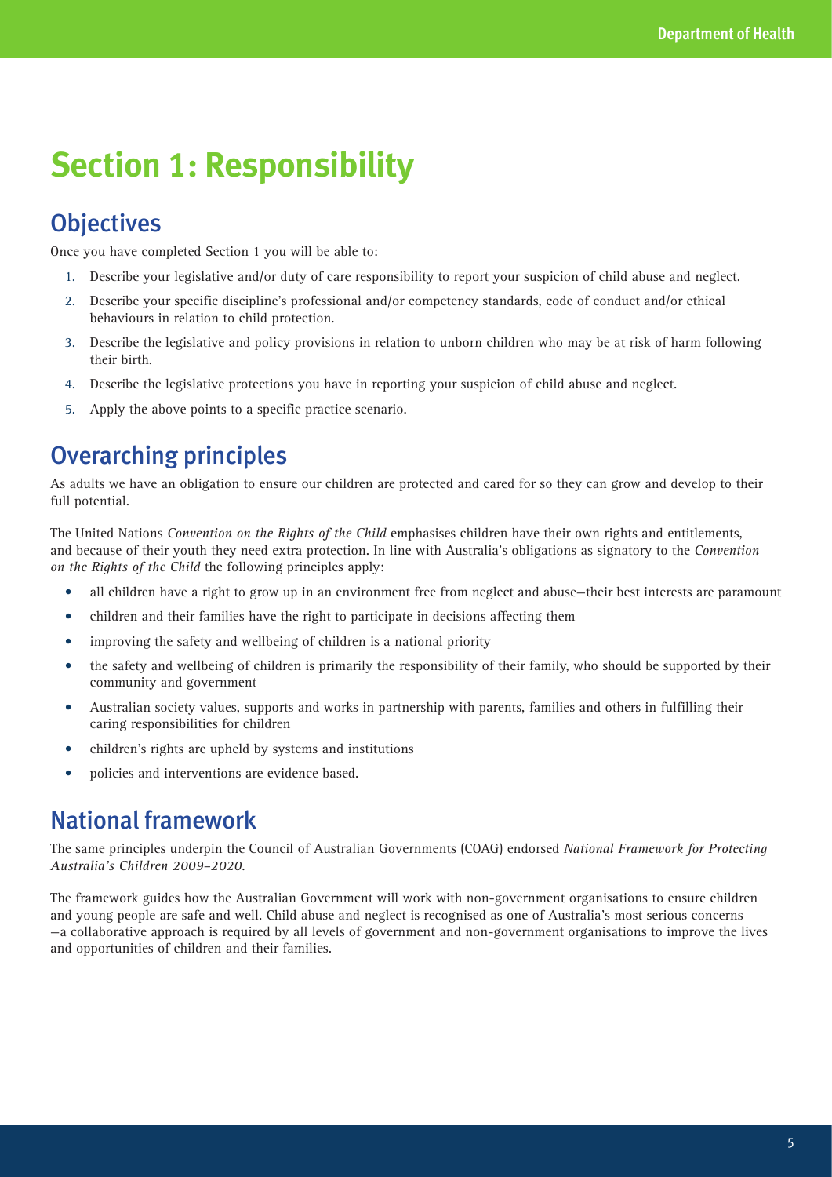# Section 1: Responsibility

## Objectives

Once you have completed Section 1 you will be able to:

1. Describe your legislative and/or duty of care responsibility to report your suspicion of child abuse and neglect.
2. Describe your specific discipline's professional and/or competency standards, code of conduct and/or ethical behaviours in relation to child protection.
3. Describe the legislative and policy provisions in relation to unborn children who may be at risk of harm following their birth.
4. Describe the legislative protections you have in reporting your suspicion of child abuse and neglect.
5. Apply the above points to a specific practice scenario.

## Overarching principles

As adults we have an obligation to ensure our children are protected and cared for so they can grow and develop to their full potential.

The United Nations *Convention on the Rights of the Child* emphasises children have their own rights and entitlements, and because of their youth they need extra protection. In line with Australia's obligations as signatory to the *Convention on the Rights of the Child* the following principles apply:

- all children have a right to grow up in an environment free from neglect and abuse—their best interests are paramount
- children and their families have the right to participate in decisions affecting them
- improving the safety and wellbeing of children is a national priority
- the safety and wellbeing of children is primarily the responsibility of their family, who should be supported by their community and government
- Australian society values, supports and works in partnership with parents, families and others in fulfilling their caring responsibilities for children
- children's rights are upheld by systems and institutions
- policies and interventions are evidence based.

## National framework

The same principles underpin the Council of Australian Governments (COAG) endorsed *National Framework for Protecting Australia's Children 2009–2020*.

The framework guides how the Australian Government will work with non-government organisations to ensure children and young people are safe and well. Child abuse and neglect is recognised as one of Australia's most serious concerns—a collaborative approach is required by all levels of government and non-government organisations to improve the lives and opportunities of children and their families.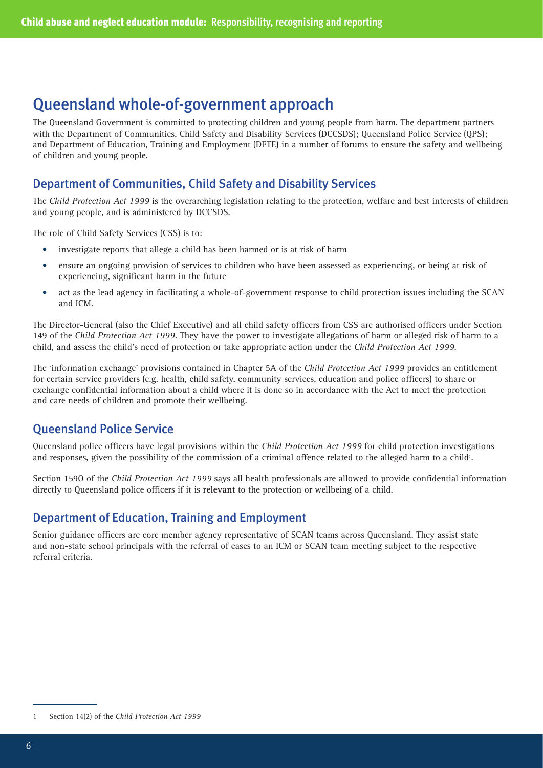# Queensland whole-of-government approach

The Queensland Government is committed to protecting children and young people from harm. The department partners with the Department of Communities, Child Safety and Disability Services (DCCSDS); Queensland Police Service (QPS); and Department of Education, Training and Employment (DETE) in a number of forums to ensure the safety and wellbeing of children and young people.

## Department of Communities, Child Safety and Disability Services

The *Child Protection Act 1999* is the overarching legislation relating to the protection, welfare and best interests of children and young people, and is administered by DCCSDS.

The role of Child Safety Services (CSS) is to:

- investigate reports that allege a child has been harmed or is at risk of harm
- ensure an ongoing provision of services to children who have been assessed as experiencing, or being at risk of experiencing, significant harm in the future
- act as the lead agency in facilitating a whole-of-government response to child protection issues including the SCAN and ICM.

The Director-General (also the Chief Executive) and all child safety officers from CSS are authorised officers under Section 149 of the *Child Protection Act 1999*. They have the power to investigate allegations of harm or alleged risk of harm to a child, and assess the child's need of protection or take appropriate action under the *Child Protection Act 1999*.

The 'information exchange' provisions contained in Chapter 5A of the *Child Protection Act 1999* provides an entitlement for certain service providers (e.g. health, child safety, community services, education and police officers) to share or exchange confidential information about a child where it is done so in accordance with the Act to meet the protection and care needs of children and promote their wellbeing.

## Queensland Police Service

Queensland police officers have legal provisions within the *Child Protection Act 1999* for child protection investigations and responses, given the possibility of the commission of a criminal offence related to the alleged harm to a child[1].

Section 159O of the *Child Protection Act 1999* says all health professionals are allowed to provide confidential information directly to Queensland police officers if it is **relevant** to the protection or wellbeing of a child.

## Department of Education, Training and Employment

Senior guidance officers are core member agency representative of SCAN teams across Queensland. They assist state and non-state school principals with the referral of cases to an ICM or SCAN team meeting subject to the respective referral criteria.

---

1 Section 14(2) of the *Child Protection Act 1999*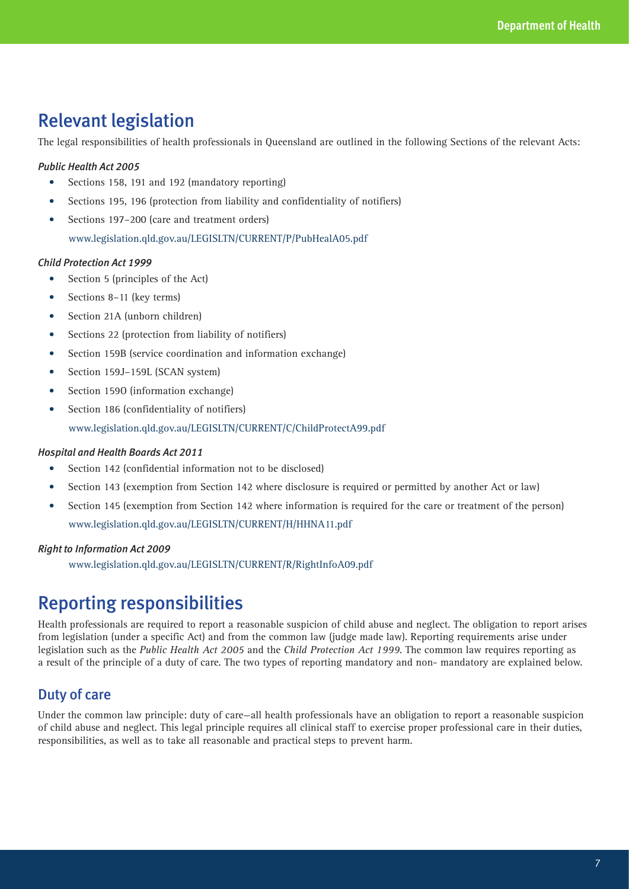## Relevant legislation

The legal responsibilities of health professionals in Queensland are outlined in the following Sections of the relevant Acts:

***Public Health Act 2005***

- Sections 158, 191 and 192 (mandatory reporting)
- Sections 195, 196 (protection from liability and confidentiality of notifiers)
- Sections 197–200 (care and treatment orders)

  www.legislation.qld.gov.au/LEGISLTN/CURRENT/P/PubHealA05.pdf

***Child Protection Act 1999***

- Section 5 (principles of the Act)
- Sections 8–11 (key terms)
- Section 21A (unborn children)
- Sections 22 (protection from liability of notifiers)
- Section 159B (service coordination and information exchange)
- Section 159J–159L (SCAN system)
- Section 159O (information exchange)
- Section 186 (confidentiality of notifiers)

  www.legislation.qld.gov.au/LEGISLTN/CURRENT/C/ChildProtectA99.pdf

***Hospital and Health Boards Act 2011***

- Section 142 (confidential information not to be disclosed)
- Section 143 (exemption from Section 142 where disclosure is required or permitted by another Act or law)
- Section 145 (exemption from Section 142 where information is required for the care or treatment of the person)

  www.legislation.qld.gov.au/LEGISLTN/CURRENT/H/HHNA11.pdf

***Right to Information Act 2009***

www.legislation.qld.gov.au/LEGISLTN/CURRENT/R/RightInfoA09.pdf

## Reporting responsibilities

Health professionals are required to report a reasonable suspicion of child abuse and neglect. The obligation to report arises from legislation (under a specific Act) and from the common law (judge made law). Reporting requirements arise under legislation such as the *Public Health Act 2005* and the *Child Protection Act 1999*. The common law requires reporting as a result of the principle of a duty of care. The two types of reporting mandatory and non- mandatory are explained below.

### Duty of care

Under the common law principle: duty of care—all health professionals have an obligation to report a reasonable suspicion of child abuse and neglect. This legal principle requires all clinical staff to exercise proper professional care in their duties, responsibilities, as well as to take all reasonable and practical steps to prevent harm.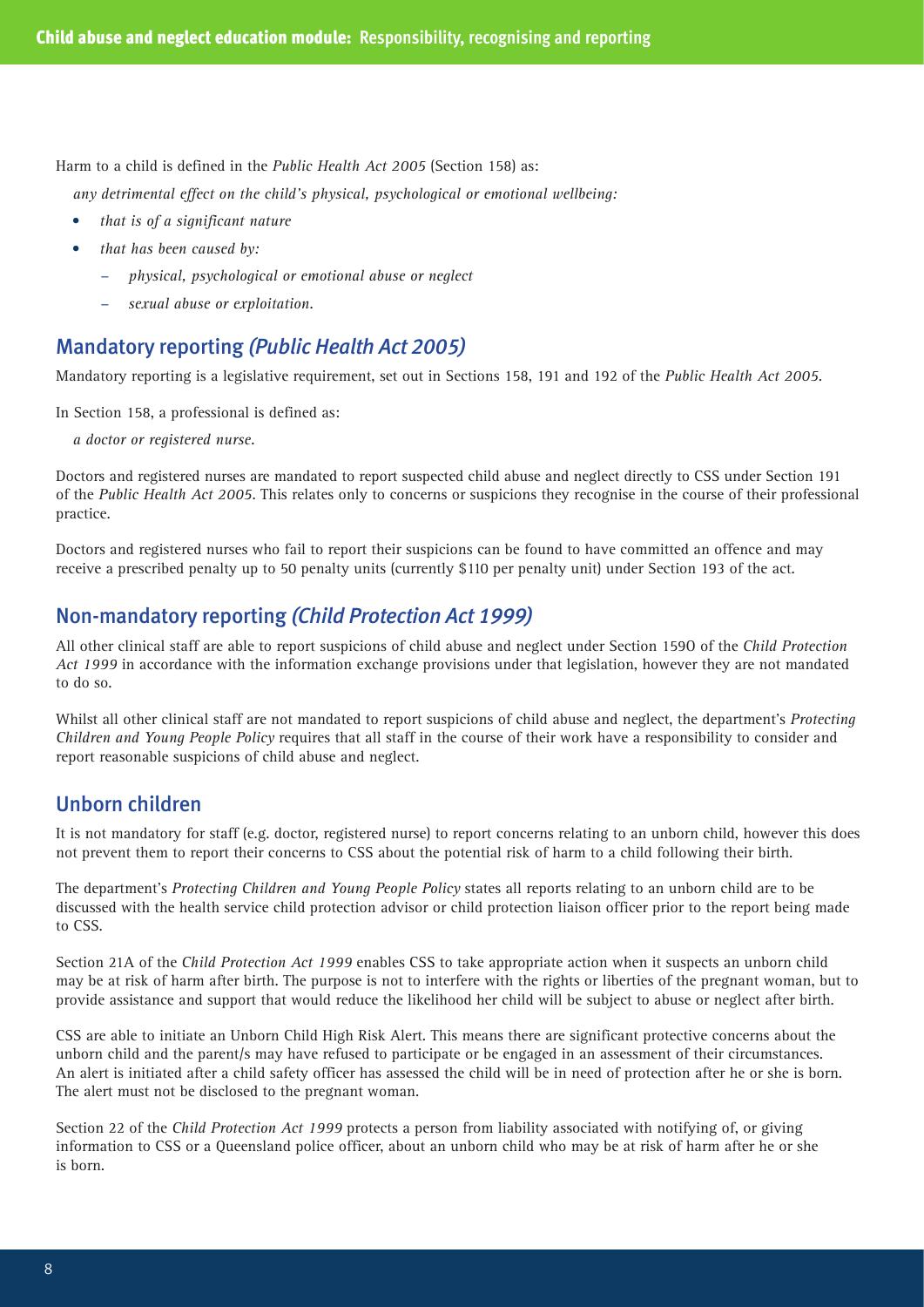Harm to a child is defined in the *Public Health Act 2005* (Section 158) as:

*any detrimental effect on the child's physical, psychological or emotional wellbeing:*

- *that is of a significant nature*
- *that has been caused by:*
  - *physical, psychological or emotional abuse or neglect*
  - *sexual abuse or exploitation.*

## Mandatory reporting *(Public Health Act 2005)*

Mandatory reporting is a legislative requirement, set out in Sections 158, 191 and 192 of the *Public Health Act 2005*.

In Section 158, a professional is defined as:

*a doctor or registered nurse.*

Doctors and registered nurses are mandated to report suspected child abuse and neglect directly to CSS under Section 191 of the *Public Health Act 2005*. This relates only to concerns or suspicions they recognise in the course of their professional practice.

Doctors and registered nurses who fail to report their suspicions can be found to have committed an offence and may receive a prescribed penalty up to 50 penalty units (currently $110 per penalty unit) under Section 193 of the act.

## Non-mandatory reporting *(Child Protection Act 1999)*

All other clinical staff are able to report suspicions of child abuse and neglect under Section 159O of the *Child Protection Act 1999* in accordance with the information exchange provisions under that legislation, however they are not mandated to do so.

Whilst all other clinical staff are not mandated to report suspicions of child abuse and neglect, the department's *Protecting Children and Young People Policy* requires that all staff in the course of their work have a responsibility to consider and report reasonable suspicions of child abuse and neglect.

## Unborn children

It is not mandatory for staff (e.g. doctor, registered nurse) to report concerns relating to an unborn child, however this does not prevent them to report their concerns to CSS about the potential risk of harm to a child following their birth.

The department's *Protecting Children and Young People Policy* states all reports relating to an unborn child are to be discussed with the health service child protection advisor or child protection liaison officer prior to the report being made to CSS.

Section 21A of the *Child Protection Act 1999* enables CSS to take appropriate action when it suspects an unborn child may be at risk of harm after birth. The purpose is not to interfere with the rights or liberties of the pregnant woman, but to provide assistance and support that would reduce the likelihood her child will be subject to abuse or neglect after birth.

CSS are able to initiate an Unborn Child High Risk Alert. This means there are significant protective concerns about the unborn child and the parent/s may have refused to participate or be engaged in an assessment of their circumstances. An alert is initiated after a child safety officer has assessed the child will be in need of protection after he or she is born. The alert must not be disclosed to the pregnant woman.

Section 22 of the *Child Protection Act 1999* protects a person from liability associated with notifying of, or giving information to CSS or a Queensland police officer, about an unborn child who may be at risk of harm after he or she is born.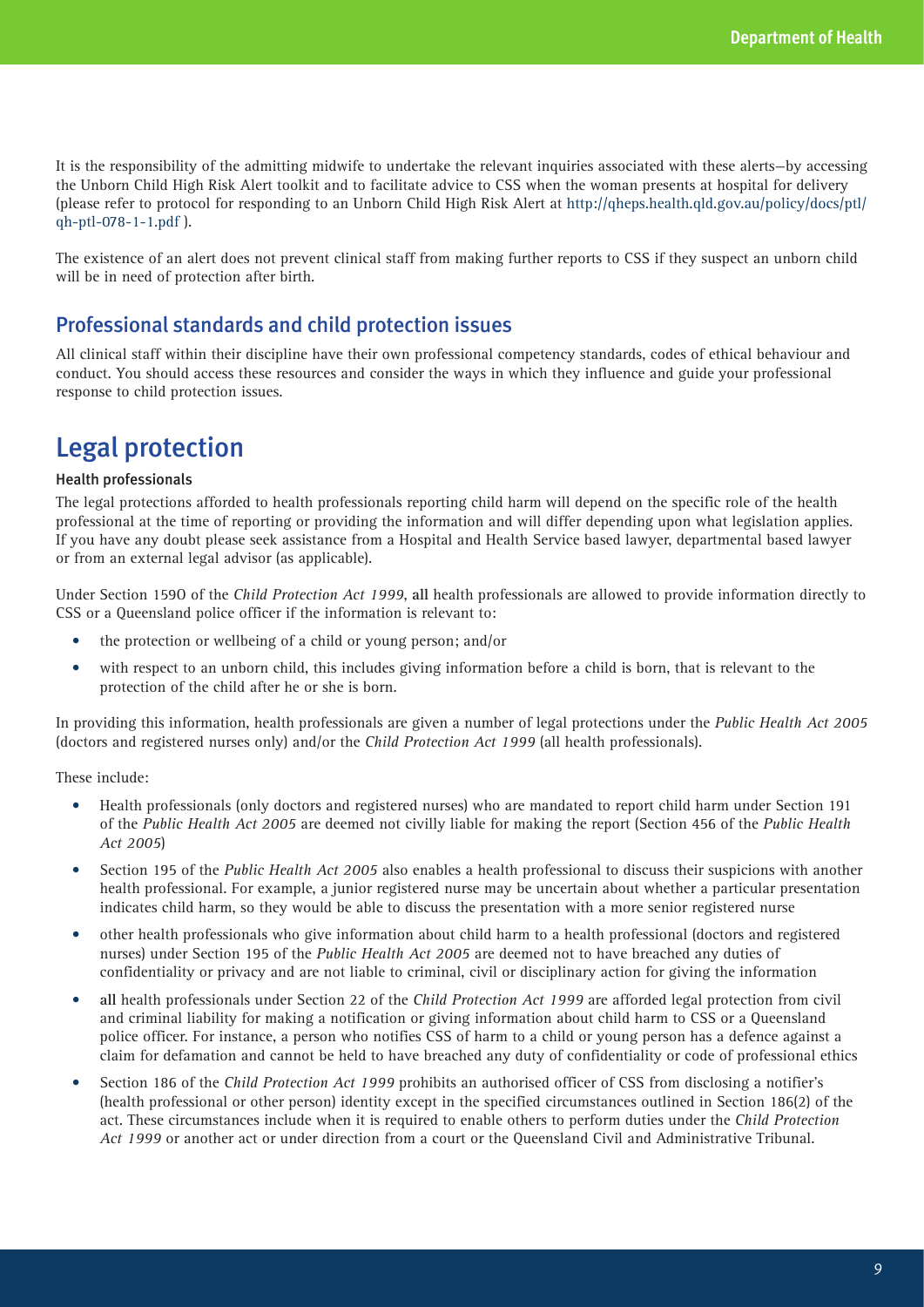It is the responsibility of the admitting midwife to undertake the relevant inquiries associated with these alerts—by accessing the Unborn Child High Risk Alert toolkit and to facilitate advice to CSS when the woman presents at hospital for delivery (please refer to protocol for responding to an Unborn Child High Risk Alert at http://qheps.health.qld.gov.au/policy/docs/ptl/qh-ptl-078-1-1.pdf ).

The existence of an alert does not prevent clinical staff from making further reports to CSS if they suspect an unborn child will be in need of protection after birth.

## Professional standards and child protection issues

All clinical staff within their discipline have their own professional competency standards, codes of ethical behaviour and conduct. You should access these resources and consider the ways in which they influence and guide your professional response to child protection issues.

# Legal protection

#### Health professionals

The legal protections afforded to health professionals reporting child harm will depend on the specific role of the health professional at the time of reporting or providing the information and will differ depending upon what legislation applies. If you have any doubt please seek assistance from a Hospital and Health Service based lawyer, departmental based lawyer or from an external legal advisor (as applicable).

Under Section 159O of the *Child Protection Act 1999*, **all** health professionals are allowed to provide information directly to CSS or a Queensland police officer if the information is relevant to:

- the protection or wellbeing of a child or young person; and/or
- with respect to an unborn child, this includes giving information before a child is born, that is relevant to the protection of the child after he or she is born.

In providing this information, health professionals are given a number of legal protections under the *Public Health Act 2005* (doctors and registered nurses only) and/or the *Child Protection Act 1999* (all health professionals).

These include:

- Health professionals (only doctors and registered nurses) who are mandated to report child harm under Section 191 of the *Public Health Act 2005* are deemed not civilly liable for making the report (Section 456 of the *Public Health Act 2005*)
- Section 195 of the *Public Health Act 2005* also enables a health professional to discuss their suspicions with another health professional. For example, a junior registered nurse may be uncertain about whether a particular presentation indicates child harm, so they would be able to discuss the presentation with a more senior registered nurse
- other health professionals who give information about child harm to a health professional (doctors and registered nurses) under Section 195 of the *Public Health Act 2005* are deemed not to have breached any duties of confidentiality or privacy and are not liable to criminal, civil or disciplinary action for giving the information
- **all** health professionals under Section 22 of the *Child Protection Act 1999* are afforded legal protection from civil and criminal liability for making a notification or giving information about child harm to CSS or a Queensland police officer. For instance, a person who notifies CSS of harm to a child or young person has a defence against a claim for defamation and cannot be held to have breached any duty of confidentiality or code of professional ethics
- Section 186 of the *Child Protection Act 1999* prohibits an authorised officer of CSS from disclosing a notifier's (health professional or other person) identity except in the specified circumstances outlined in Section 186(2) of the act. These circumstances include when it is required to enable others to perform duties under the *Child Protection Act 1999* or another act or under direction from a court or the Queensland Civil and Administrative Tribunal.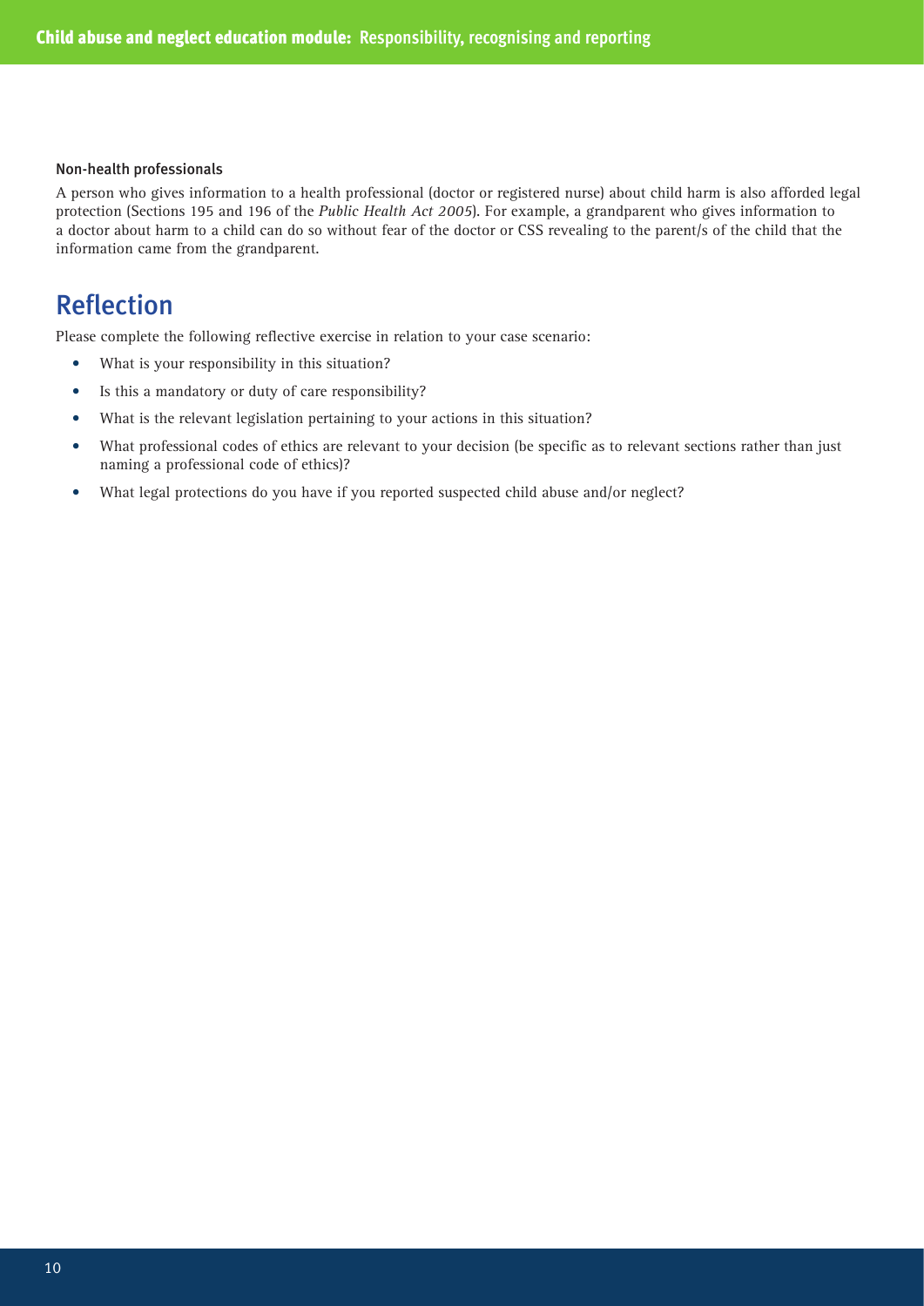### Non-health professionals

A person who gives information to a health professional (doctor or registered nurse) about child harm is also afforded legal protection (Sections 195 and 196 of the *Public Health Act 2005*). For example, a grandparent who gives information to a doctor about harm to a child can do so without fear of the doctor or CSS revealing to the parent/s of the child that the information came from the grandparent.

## Reflection

Please complete the following reflective exercise in relation to your case scenario:

- What is your responsibility in this situation?
- Is this a mandatory or duty of care responsibility?
- What is the relevant legislation pertaining to your actions in this situation?
- What professional codes of ethics are relevant to your decision (be specific as to relevant sections rather than just naming a professional code of ethics)?
- What legal protections do you have if you reported suspected child abuse and/or neglect?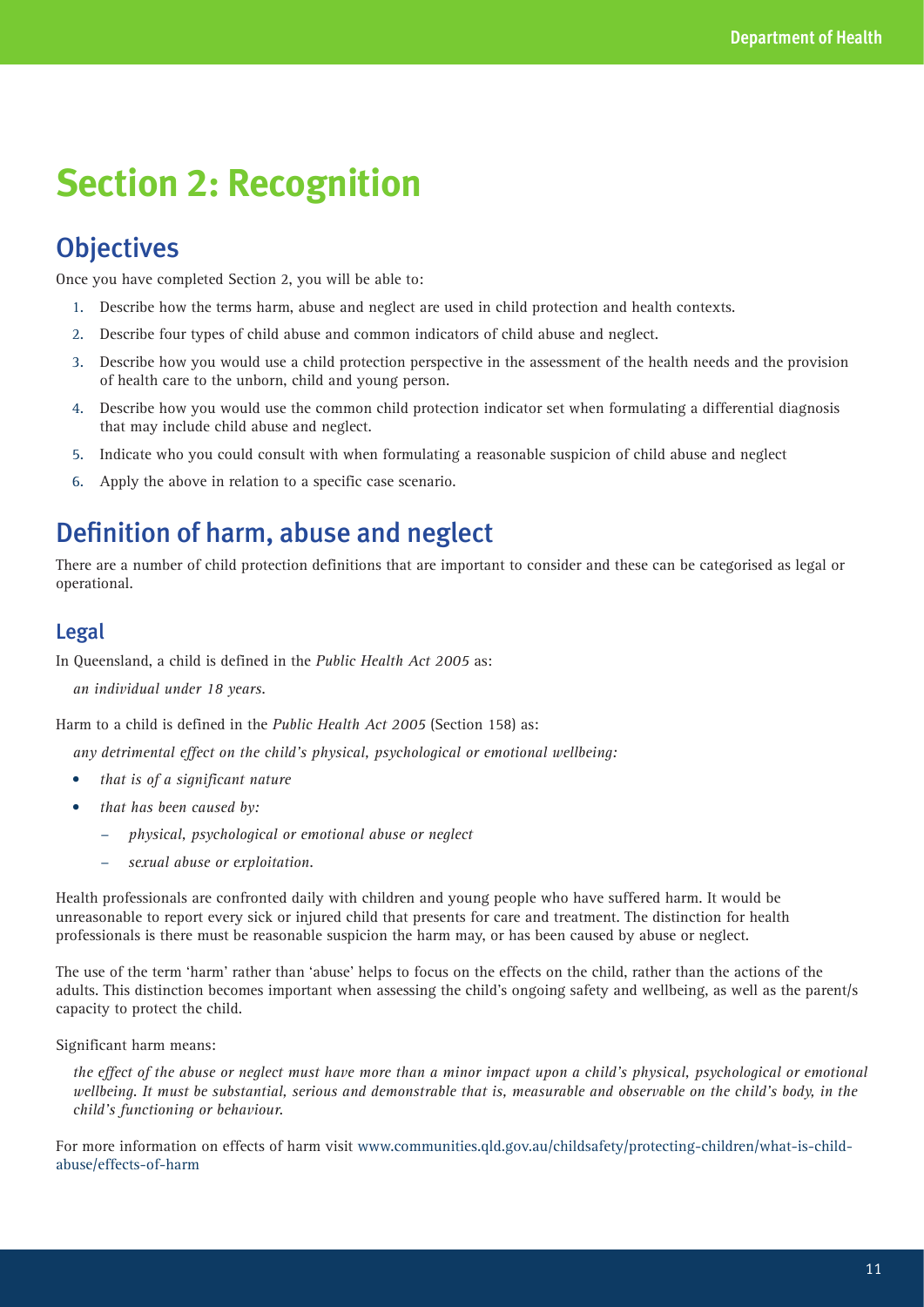# Section 2: Recognition

## Objectives

Once you have completed Section 2, you will be able to:

1. Describe how the terms harm, abuse and neglect are used in child protection and health contexts.
2. Describe four types of child abuse and common indicators of child abuse and neglect.
3. Describe how you would use a child protection perspective in the assessment of the health needs and the provision of health care to the unborn, child and young person.
4. Describe how you would use the common child protection indicator set when formulating a differential diagnosis that may include child abuse and neglect.
5. Indicate who you could consult with when formulating a reasonable suspicion of child abuse and neglect
6. Apply the above in relation to a specific case scenario.

## Definition of harm, abuse and neglect

There are a number of child protection definitions that are important to consider and these can be categorised as legal or operational.

### Legal

In Queensland, a child is defined in the *Public Health Act 2005* as:

*an individual under 18 years.*

Harm to a child is defined in the *Public Health Act 2005* (Section 158) as:

*any detrimental effect on the child's physical, psychological or emotional wellbeing:*

- *that is of a significant nature*
- *that has been caused by:*
  - *physical, psychological or emotional abuse or neglect*
  - *sexual abuse or exploitation.*

Health professionals are confronted daily with children and young people who have suffered harm. It would be unreasonable to report every sick or injured child that presents for care and treatment. The distinction for health professionals is there must be reasonable suspicion the harm may, or has been caused by abuse or neglect.

The use of the term 'harm' rather than 'abuse' helps to focus on the effects on the child, rather than the actions of the adults. This distinction becomes important when assessing the child's ongoing safety and wellbeing, as well as the parent/s capacity to protect the child.

Significant harm means:

*the effect of the abuse or neglect must have more than a minor impact upon a child's physical, psychological or emotional wellbeing. It must be substantial, serious and demonstrable that is, measurable and observable on the child's body, in the child's functioning or behaviour.*

For more information on effects of harm visit www.communities.qld.gov.au/childsafety/protecting-children/what-is-child-abuse/effects-of-harm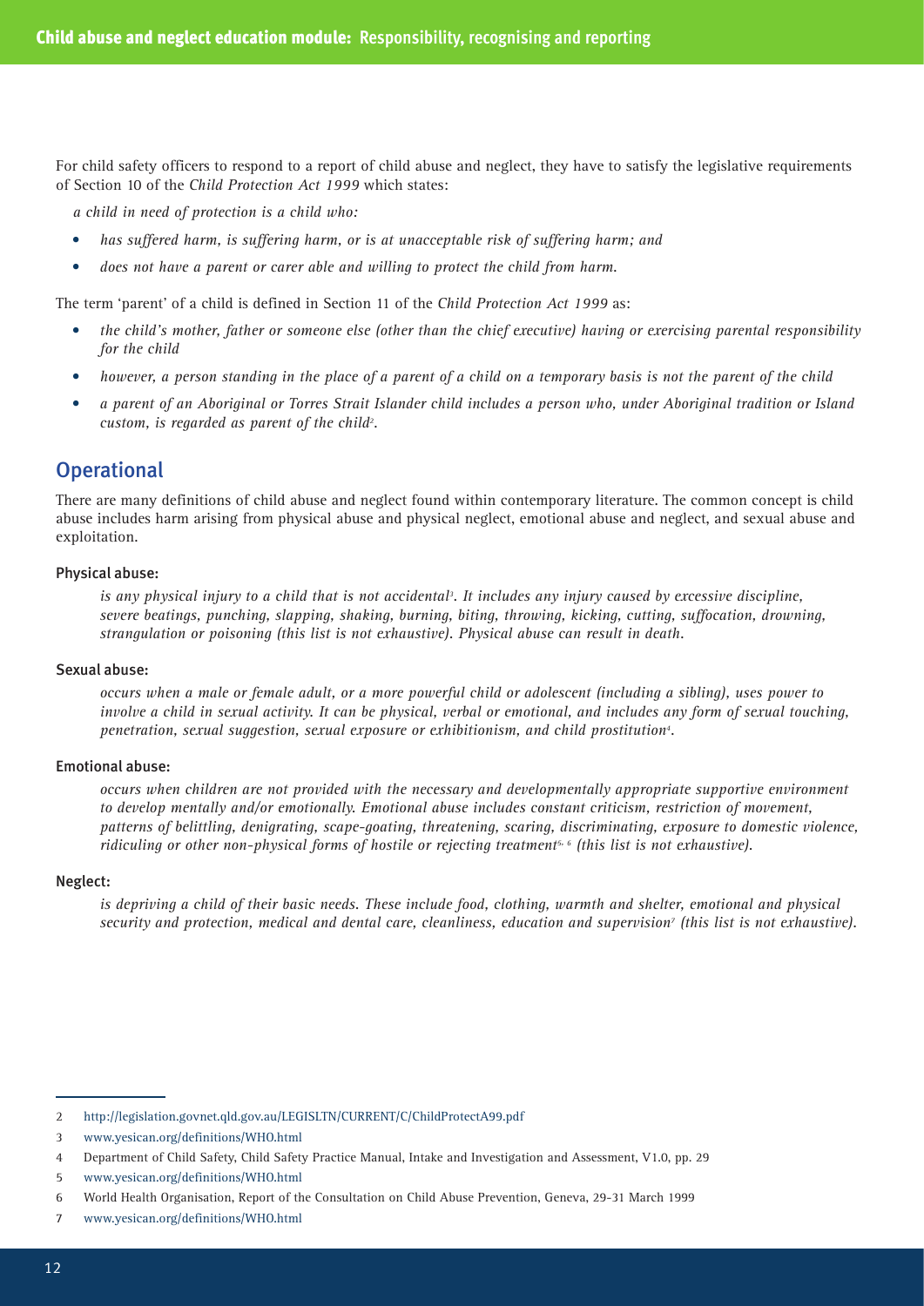For child safety officers to respond to a report of child abuse and neglect, they have to satisfy the legislative requirements of Section 10 of the *Child Protection Act 1999* which states:

*a child in need of protection is a child who:*

- *has suffered harm, is suffering harm, or is at unacceptable risk of suffering harm; and*
- *does not have a parent or carer able and willing to protect the child from harm.*

The term 'parent' of a child is defined in Section 11 of the *Child Protection Act 1999* as:

- *the child's mother, father or someone else (other than the chief executive) having or exercising parental responsibility for the child*
- *however, a person standing in the place of a parent of a child on a temporary basis is not the parent of the child*
- *a parent of an Aboriginal or Torres Strait Islander child includes a person who, under Aboriginal tradition or Island custom, is regarded as parent of the child*[2].

## Operational

There are many definitions of child abuse and neglect found within contemporary literature. The common concept is child abuse includes harm arising from physical abuse and physical neglect, emotional abuse and neglect, and sexual abuse and exploitation.

**Physical abuse:**

*is any physical injury to a child that is not accidental*[3]*. It includes any injury caused by excessive discipline, severe beatings, punching, slapping, shaking, burning, biting, throwing, kicking, cutting, suffocation, drowning, strangulation or poisoning (this list is not exhaustive). Physical abuse can result in death.*

**Sexual abuse:**

*occurs when a male or female adult, or a more powerful child or adolescent (including a sibling), uses power to involve a child in sexual activity. It can be physical, verbal or emotional, and includes any form of sexual touching, penetration, sexual suggestion, sexual exposure or exhibitionism, and child prostitution*[4]*.*

**Emotional abuse:**

*occurs when children are not provided with the necessary and developmentally appropriate supportive environment to develop mentally and/or emotionally. Emotional abuse includes constant criticism, restriction of movement, patterns of belittling, denigrating, scape-goating, threatening, scaring, discriminating, exposure to domestic violence, ridiculing or other non-physical forms of hostile or rejecting treatment*[5, 6] *(this list is not exhaustive).*

**Neglect:**

*is depriving a child of their basic needs. These include food, clothing, warmth and shelter, emotional and physical security and protection, medical and dental care, cleanliness, education and supervision*[7] *(this list is not exhaustive).*

---

2 http://legislation.govnet.qld.gov.au/LEGISLTN/CURRENT/C/ChildProtectA99.pdf

3 www.yesican.org/definitions/WHO.html

4 Department of Child Safety, Child Safety Practice Manual, Intake and Investigation and Assessment, V1.0, pp. 29

5 www.yesican.org/definitions/WHO.html

6 World Health Organisation, Report of the Consultation on Child Abuse Prevention, Geneva, 29-31 March 1999

7 www.yesican.org/definitions/WHO.html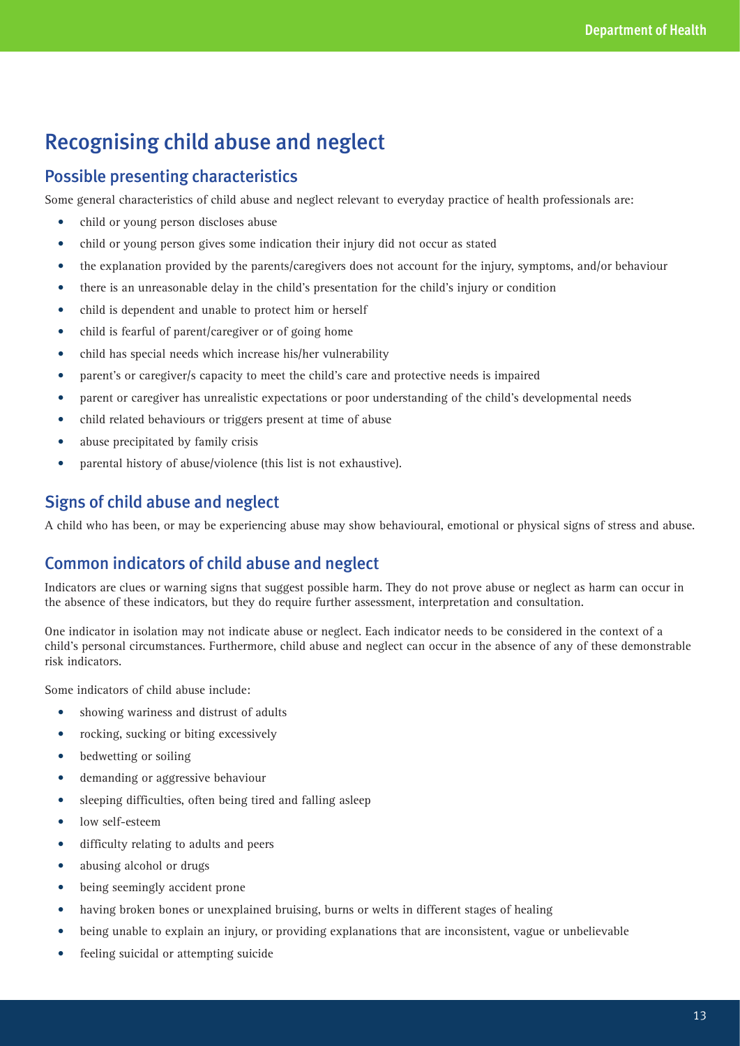# Recognising child abuse and neglect

## Possible presenting characteristics

Some general characteristics of child abuse and neglect relevant to everyday practice of health professionals are:

- child or young person discloses abuse
- child or young person gives some indication their injury did not occur as stated
- the explanation provided by the parents/caregivers does not account for the injury, symptoms, and/or behaviour
- there is an unreasonable delay in the child's presentation for the child's injury or condition
- child is dependent and unable to protect him or herself
- child is fearful of parent/caregiver or of going home
- child has special needs which increase his/her vulnerability
- parent's or caregiver/s capacity to meet the child's care and protective needs is impaired
- parent or caregiver has unrealistic expectations or poor understanding of the child's developmental needs
- child related behaviours or triggers present at time of abuse
- abuse precipitated by family crisis
- parental history of abuse/violence (this list is not exhaustive).

## Signs of child abuse and neglect

A child who has been, or may be experiencing abuse may show behavioural, emotional or physical signs of stress and abuse.

## Common indicators of child abuse and neglect

Indicators are clues or warning signs that suggest possible harm. They do not prove abuse or neglect as harm can occur in the absence of these indicators, but they do require further assessment, interpretation and consultation.

One indicator in isolation may not indicate abuse or neglect. Each indicator needs to be considered in the context of a child's personal circumstances. Furthermore, child abuse and neglect can occur in the absence of any of these demonstrable risk indicators.

Some indicators of child abuse include:

- showing wariness and distrust of adults
- rocking, sucking or biting excessively
- bedwetting or soiling
- demanding or aggressive behaviour
- sleeping difficulties, often being tired and falling asleep
- low self-esteem
- difficulty relating to adults and peers
- abusing alcohol or drugs
- being seemingly accident prone
- having broken bones or unexplained bruising, burns or welts in different stages of healing
- being unable to explain an injury, or providing explanations that are inconsistent, vague or unbelievable
- feeling suicidal or attempting suicide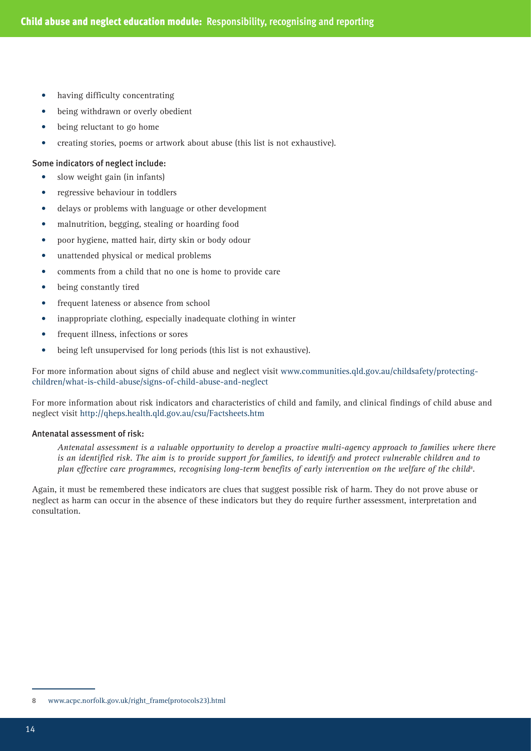- having difficulty concentrating
- being withdrawn or overly obedient
- being reluctant to go home
- creating stories, poems or artwork about abuse (this list is not exhaustive).

**Some indicators of neglect include:**

- slow weight gain (in infants)
- regressive behaviour in toddlers
- delays or problems with language or other development
- malnutrition, begging, stealing or hoarding food
- poor hygiene, matted hair, dirty skin or body odour
- unattended physical or medical problems
- comments from a child that no one is home to provide care
- being constantly tired
- frequent lateness or absence from school
- inappropriate clothing, especially inadequate clothing in winter
- frequent illness, infections or sores
- being left unsupervised for long periods (this list is not exhaustive).

For more information about signs of child abuse and neglect visit www.communities.qld.gov.au/childsafety/protecting-children/what-is-child-abuse/signs-of-child-abuse-and-neglect

For more information about risk indicators and characteristics of child and family, and clinical findings of child abuse and neglect visit http://qheps.health.qld.gov.au/csu/Factsheets.htm

**Antenatal assessment of risk:**

> *Antenatal assessment is a valuable opportunity to develop a proactive multi-agency approach to families where there is an identified risk. The aim is to provide support for families, to identify and protect vulnerable children and to plan effective care programmes, recognising long-term benefits of early intervention on the welfare of the child*[8].

Again, it must be remembered these indicators are clues that suggest possible risk of harm. They do not prove abuse or neglect as harm can occur in the absence of these indicators but they do require further assessment, interpretation and consultation.

---

8 www.acpc.norfolk.gov.uk/right_frame(protocols23).html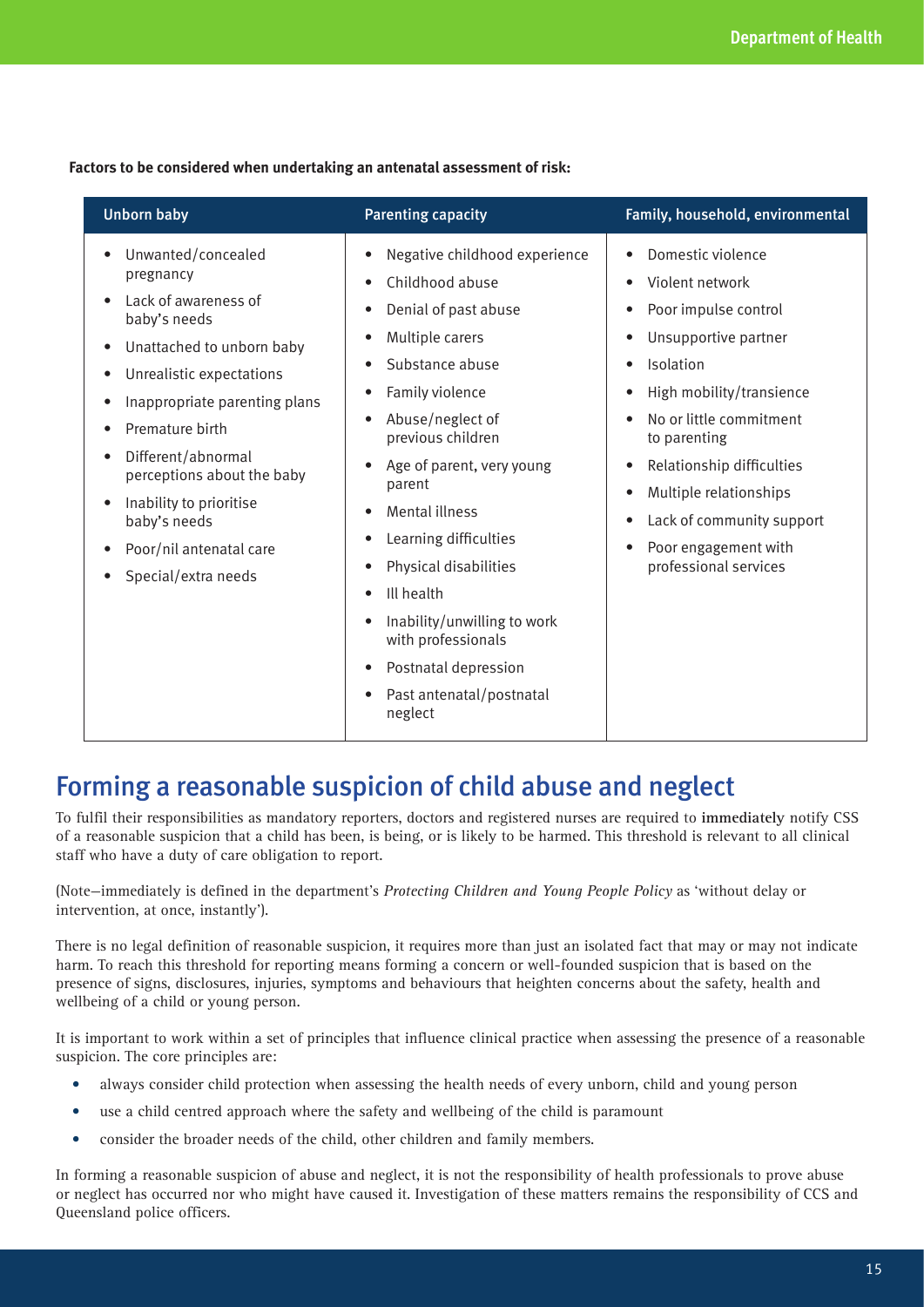**Factors to be considered when undertaking an antenatal assessment of risk:**

| Unborn baby | Parenting capacity | Family, household, environmental |
|---|---|---|
| • Unwanted/concealed pregnancy<br>• Lack of awareness of baby's needs<br>• Unattached to unborn baby<br>• Unrealistic expectations<br>• Inappropriate parenting plans<br>• Premature birth<br>• Different/abnormal perceptions about the baby<br>• Inability to prioritise baby's needs<br>• Poor/nil antenatal care<br>• Special/extra needs | • Negative childhood experience<br>• Childhood abuse<br>• Denial of past abuse<br>• Multiple carers<br>• Substance abuse<br>• Family violence<br>• Abuse/neglect of previous children<br>• Age of parent, very young parent<br>• Mental illness<br>• Learning difficulties<br>• Physical disabilities<br>• Ill health<br>• Inability/unwilling to work with professionals<br>• Postnatal depression<br>• Past antenatal/postnatal neglect | • Domestic violence<br>• Violent network<br>• Poor impulse control<br>• Unsupportive partner<br>• Isolation<br>• High mobility/transience<br>• No or little commitment to parenting<br>• Relationship difficulties<br>• Multiple relationships<br>• Lack of community support<br>• Poor engagement with professional services |

## Forming a reasonable suspicion of child abuse and neglect

To fulfil their responsibilities as mandatory reporters, doctors and registered nurses are required to **immediately** notify CSS of a reasonable suspicion that a child has been, is being, or is likely to be harmed. This threshold is relevant to all clinical staff who have a duty of care obligation to report.

(Note—immediately is defined in the department's *Protecting Children and Young People Policy* as 'without delay or intervention, at once, instantly').

There is no legal definition of reasonable suspicion, it requires more than just an isolated fact that may or may not indicate harm. To reach this threshold for reporting means forming a concern or well-founded suspicion that is based on the presence of signs, disclosures, injuries, symptoms and behaviours that heighten concerns about the safety, health and wellbeing of a child or young person.

It is important to work within a set of principles that influence clinical practice when assessing the presence of a reasonable suspicion. The core principles are:

- always consider child protection when assessing the health needs of every unborn, child and young person
- use a child centred approach where the safety and wellbeing of the child is paramount
- consider the broader needs of the child, other children and family members.

In forming a reasonable suspicion of abuse and neglect, it is not the responsibility of health professionals to prove abuse or neglect has occurred nor who might have caused it. Investigation of these matters remains the responsibility of CCS and Queensland police officers.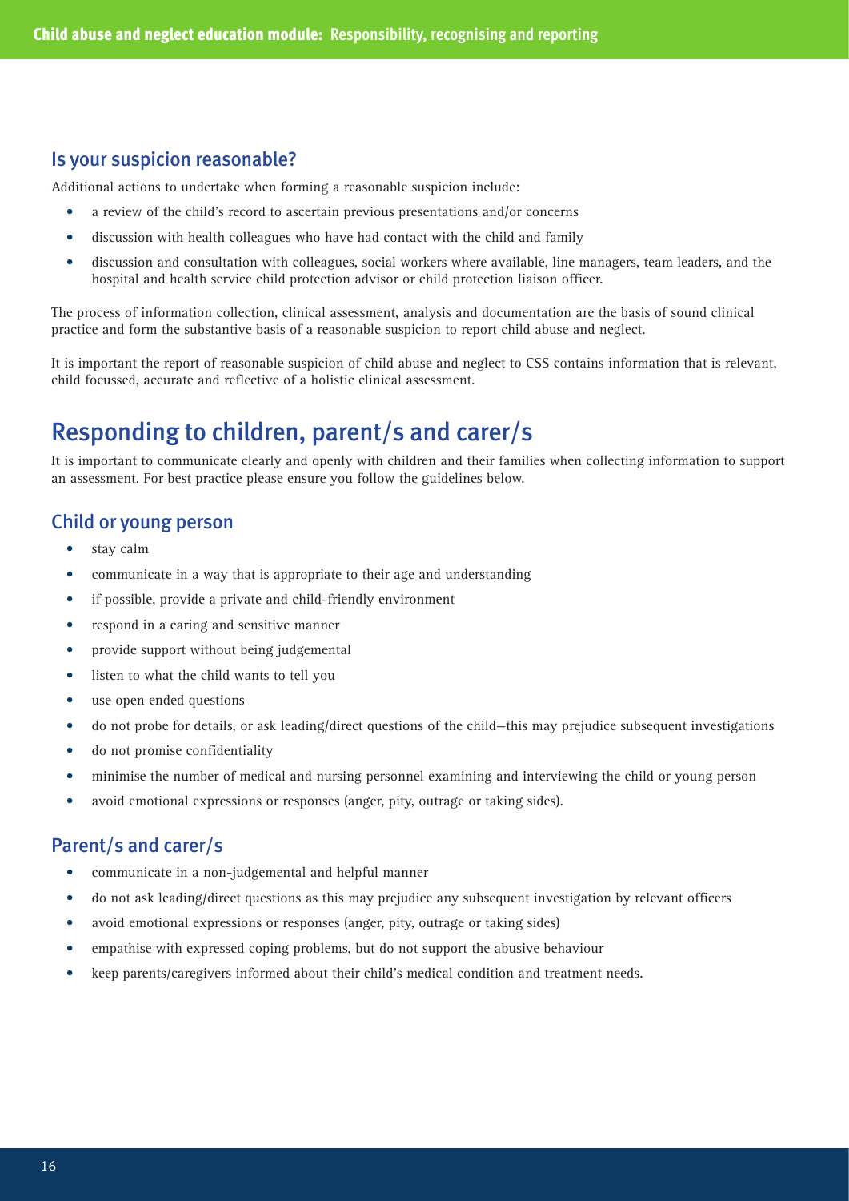### Is your suspicion reasonable?

Additional actions to undertake when forming a reasonable suspicion include:

- a review of the child's record to ascertain previous presentations and/or concerns
- discussion with health colleagues who have had contact with the child and family
- discussion and consultation with colleagues, social workers where available, line managers, team leaders, and the hospital and health service child protection advisor or child protection liaison officer.

The process of information collection, clinical assessment, analysis and documentation are the basis of sound clinical practice and form the substantive basis of a reasonable suspicion to report child abuse and neglect.

It is important the report of reasonable suspicion of child abuse and neglect to CSS contains information that is relevant, child focussed, accurate and reflective of a holistic clinical assessment.

## Responding to children, parent/s and carer/s

It is important to communicate clearly and openly with children and their families when collecting information to support an assessment. For best practice please ensure you follow the guidelines below.

### Child or young person

- stay calm
- communicate in a way that is appropriate to their age and understanding
- if possible, provide a private and child-friendly environment
- respond in a caring and sensitive manner
- provide support without being judgemental
- listen to what the child wants to tell you
- use open ended questions
- do not probe for details, or ask leading/direct questions of the child—this may prejudice subsequent investigations
- do not promise confidentiality
- minimise the number of medical and nursing personnel examining and interviewing the child or young person
- avoid emotional expressions or responses (anger, pity, outrage or taking sides).

### Parent/s and carer/s

- communicate in a non-judgemental and helpful manner
- do not ask leading/direct questions as this may prejudice any subsequent investigation by relevant officers
- avoid emotional expressions or responses (anger, pity, outrage or taking sides)
- empathise with expressed coping problems, but do not support the abusive behaviour
- keep parents/caregivers informed about their child's medical condition and treatment needs.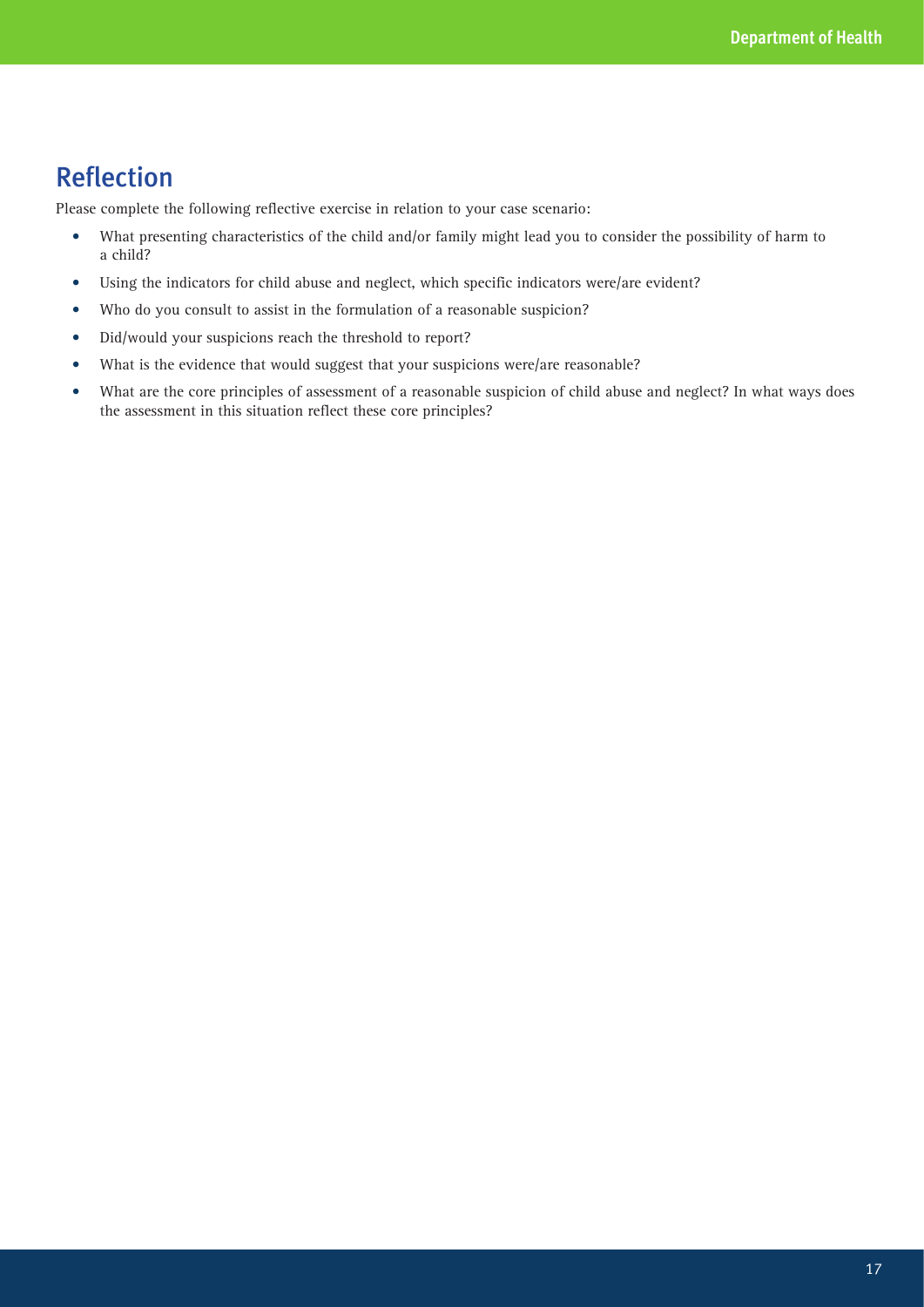## Reflection

Please complete the following reflective exercise in relation to your case scenario:

- What presenting characteristics of the child and/or family might lead you to consider the possibility of harm to a child?
- Using the indicators for child abuse and neglect, which specific indicators were/are evident?
- Who do you consult to assist in the formulation of a reasonable suspicion?
- Did/would your suspicions reach the threshold to report?
- What is the evidence that would suggest that your suspicions were/are reasonable?
- What are the core principles of assessment of a reasonable suspicion of child abuse and neglect? In what ways does the assessment in this situation reflect these core principles?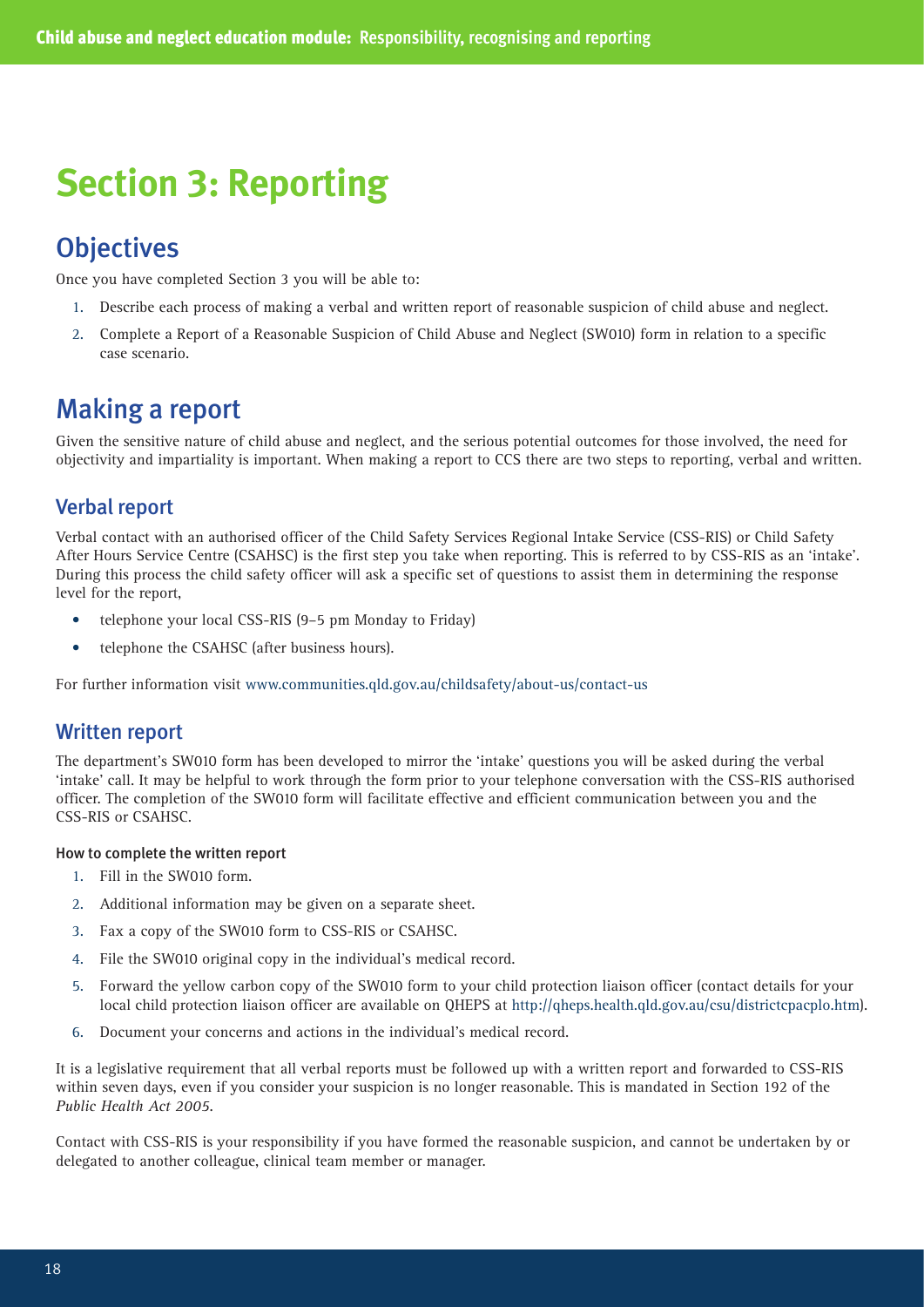# Section 3: Reporting

## Objectives

Once you have completed Section 3 you will be able to:

1. Describe each process of making a verbal and written report of reasonable suspicion of child abuse and neglect.
2. Complete a Report of a Reasonable Suspicion of Child Abuse and Neglect (SW010) form in relation to a specific case scenario.

## Making a report

Given the sensitive nature of child abuse and neglect, and the serious potential outcomes for those involved, the need for objectivity and impartiality is important. When making a report to CCS there are two steps to reporting, verbal and written.

### Verbal report

Verbal contact with an authorised officer of the Child Safety Services Regional Intake Service (CSS-RIS) or Child Safety After Hours Service Centre (CSAHSC) is the first step you take when reporting. This is referred to by CSS-RIS as an 'intake'. During this process the child safety officer will ask a specific set of questions to assist them in determining the response level for the report,

- telephone your local CSS-RIS (9–5 pm Monday to Friday)
- telephone the CSAHSC (after business hours).

For further information visit www.communities.qld.gov.au/childsafety/about-us/contact-us

### Written report

The department's SW010 form has been developed to mirror the 'intake' questions you will be asked during the verbal 'intake' call. It may be helpful to work through the form prior to your telephone conversation with the CSS-RIS authorised officer. The completion of the SW010 form will facilitate effective and efficient communication between you and the CSS-RIS or CSAHSC.

#### How to complete the written report

1. Fill in the SW010 form.
2. Additional information may be given on a separate sheet.
3. Fax a copy of the SW010 form to CSS-RIS or CSAHSC.
4. File the SW010 original copy in the individual's medical record.
5. Forward the yellow carbon copy of the SW010 form to your child protection liaison officer (contact details for your local child protection liaison officer are available on QHEPS at http://qheps.health.qld.gov.au/csu/districtcpacplo.htm).
6. Document your concerns and actions in the individual's medical record.

It is a legislative requirement that all verbal reports must be followed up with a written report and forwarded to CSS-RIS within seven days, even if you consider your suspicion is no longer reasonable. This is mandated in Section 192 of the *Public Health Act 2005*.

Contact with CSS-RIS is your responsibility if you have formed the reasonable suspicion, and cannot be undertaken by or delegated to another colleague, clinical team member or manager.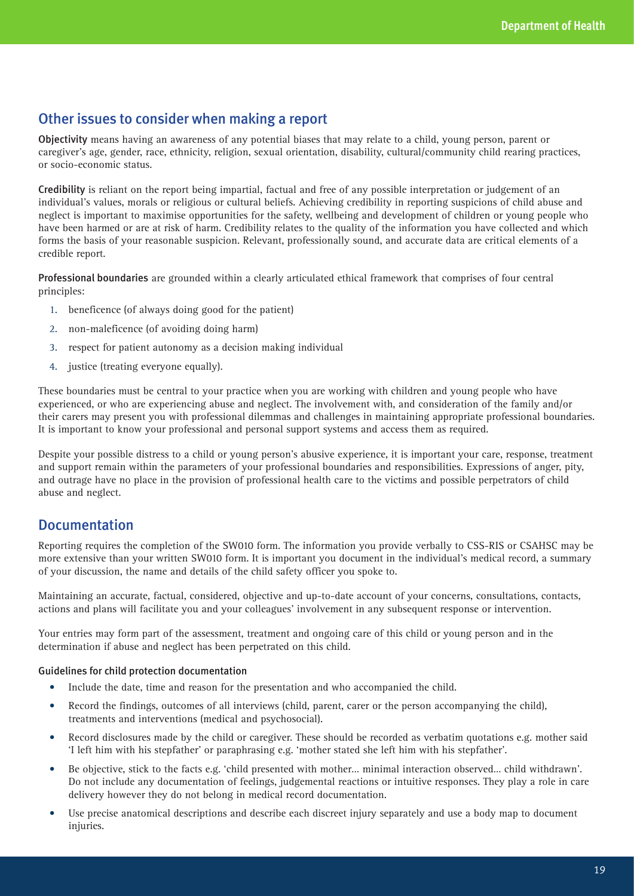## Other issues to consider when making a report

**Objectivity** means having an awareness of any potential biases that may relate to a child, young person, parent or caregiver's age, gender, race, ethnicity, religion, sexual orientation, disability, cultural/community child rearing practices, or socio-economic status.

**Credibility** is reliant on the report being impartial, factual and free of any possible interpretation or judgement of an individual's values, morals or religious or cultural beliefs. Achieving credibility in reporting suspicions of child abuse and neglect is important to maximise opportunities for the safety, wellbeing and development of children or young people who have been harmed or are at risk of harm. Credibility relates to the quality of the information you have collected and which forms the basis of your reasonable suspicion. Relevant, professionally sound, and accurate data are critical elements of a credible report.

**Professional boundaries** are grounded within a clearly articulated ethical framework that comprises of four central principles:

1. beneficence (of always doing good for the patient)
2. non-maleficence (of avoiding doing harm)
3. respect for patient autonomy as a decision making individual
4. justice (treating everyone equally).

These boundaries must be central to your practice when you are working with children and young people who have experienced, or who are experiencing abuse and neglect. The involvement with, and consideration of the family and/or their carers may present you with professional dilemmas and challenges in maintaining appropriate professional boundaries. It is important to know your professional and personal support systems and access them as required.

Despite your possible distress to a child or young person's abusive experience, it is important your care, response, treatment and support remain within the parameters of your professional boundaries and responsibilities. Expressions of anger, pity, and outrage have no place in the provision of professional health care to the victims and possible perpetrators of child abuse and neglect.

## Documentation

Reporting requires the completion of the SW010 form. The information you provide verbally to CSS-RIS or CSAHSC may be more extensive than your written SW010 form. It is important you document in the individual's medical record, a summary of your discussion, the name and details of the child safety officer you spoke to.

Maintaining an accurate, factual, considered, objective and up-to-date account of your concerns, consultations, contacts, actions and plans will facilitate you and your colleagues' involvement in any subsequent response or intervention.

Your entries may form part of the assessment, treatment and ongoing care of this child or young person and in the determination if abuse and neglect has been perpetrated on this child.

### Guidelines for child protection documentation

- Include the date, time and reason for the presentation and who accompanied the child.
- Record the findings, outcomes of all interviews (child, parent, carer or the person accompanying the child), treatments and interventions (medical and psychosocial).
- Record disclosures made by the child or caregiver. These should be recorded as verbatim quotations e.g. mother said 'I left him with his stepfather' or paraphrasing e.g. 'mother stated she left him with his stepfather'.
- Be objective, stick to the facts e.g. 'child presented with mother… minimal interaction observed… child withdrawn'. Do not include any documentation of feelings, judgemental reactions or intuitive responses. They play a role in care delivery however they do not belong in medical record documentation.
- Use precise anatomical descriptions and describe each discreet injury separately and use a body map to document injuries.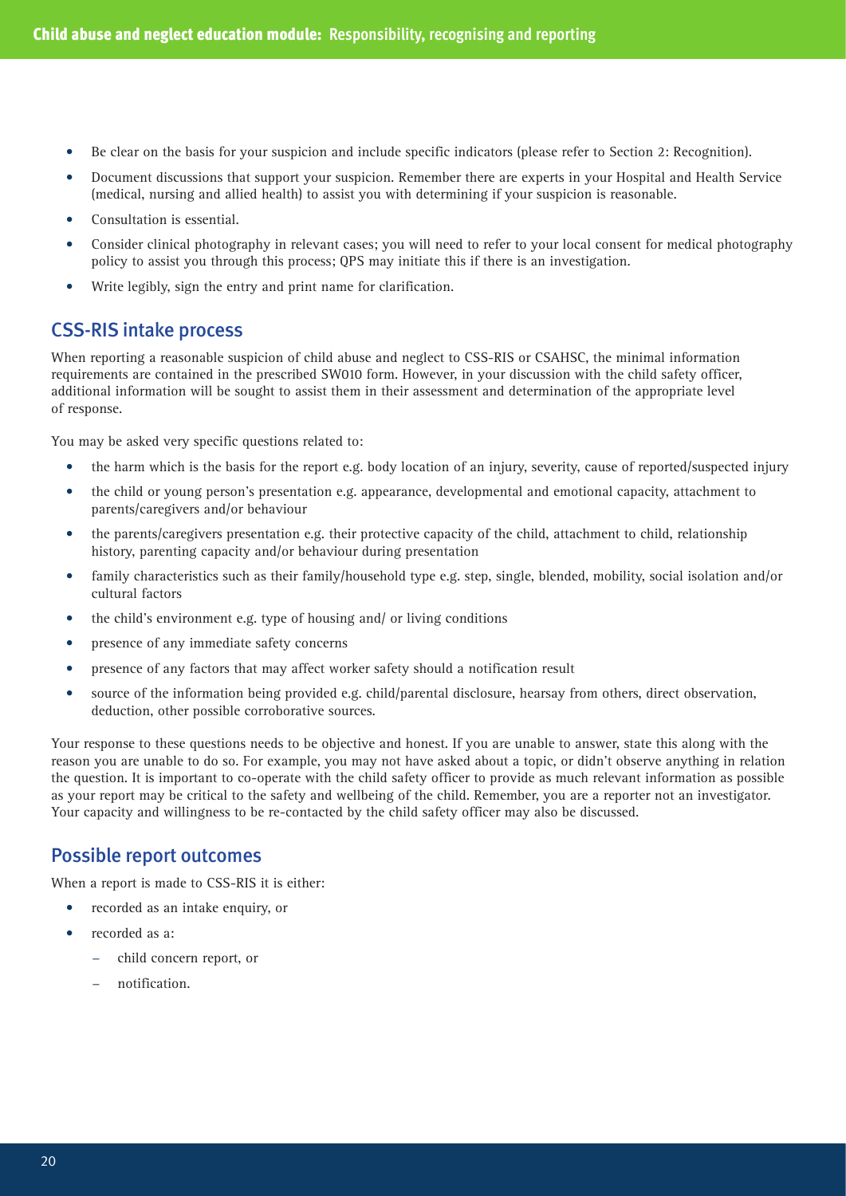- Be clear on the basis for your suspicion and include specific indicators (please refer to Section 2: Recognition).
- Document discussions that support your suspicion. Remember there are experts in your Hospital and Health Service (medical, nursing and allied health) to assist you with determining if your suspicion is reasonable.
- Consultation is essential.
- Consider clinical photography in relevant cases; you will need to refer to your local consent for medical photography policy to assist you through this process; QPS may initiate this if there is an investigation.
- Write legibly, sign the entry and print name for clarification.

## CSS-RIS intake process

When reporting a reasonable suspicion of child abuse and neglect to CSS-RIS or CSAHSC, the minimal information requirements are contained in the prescribed SW010 form. However, in your discussion with the child safety officer, additional information will be sought to assist them in their assessment and determination of the appropriate level of response.

You may be asked very specific questions related to:

- the harm which is the basis for the report e.g. body location of an injury, severity, cause of reported/suspected injury
- the child or young person's presentation e.g. appearance, developmental and emotional capacity, attachment to parents/caregivers and/or behaviour
- the parents/caregivers presentation e.g. their protective capacity of the child, attachment to child, relationship history, parenting capacity and/or behaviour during presentation
- family characteristics such as their family/household type e.g. step, single, blended, mobility, social isolation and/or cultural factors
- the child's environment e.g. type of housing and/ or living conditions
- presence of any immediate safety concerns
- presence of any factors that may affect worker safety should a notification result
- source of the information being provided e.g. child/parental disclosure, hearsay from others, direct observation, deduction, other possible corroborative sources.

Your response to these questions needs to be objective and honest. If you are unable to answer, state this along with the reason you are unable to do so. For example, you may not have asked about a topic, or didn't observe anything in relation the question. It is important to co-operate with the child safety officer to provide as much relevant information as possible as your report may be critical to the safety and wellbeing of the child. Remember, you are a reporter not an investigator. Your capacity and willingness to be re-contacted by the child safety officer may also be discussed.

## Possible report outcomes

When a report is made to CSS-RIS it is either:

- recorded as an intake enquiry, or
- recorded as a:
  - child concern report, or
  - notification.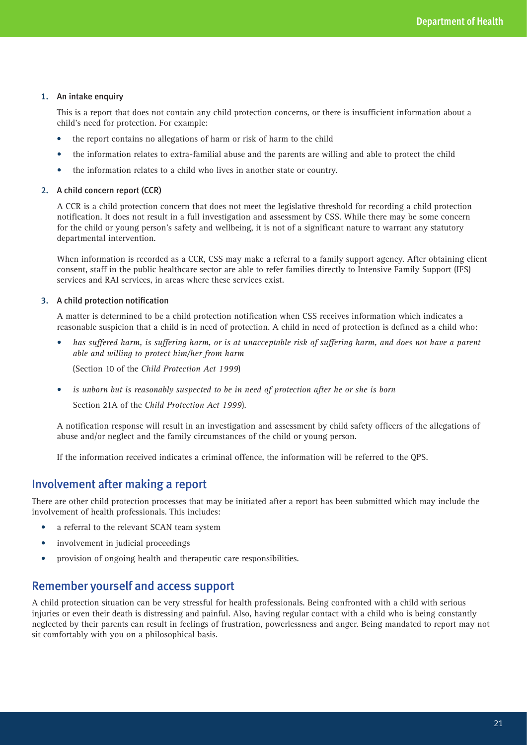1. **An intake enquiry**

   This is a report that does not contain any child protection concerns, or there is insufficient information about a child's need for protection. For example:

   - the report contains no allegations of harm or risk of harm to the child
   - the information relates to extra-familial abuse and the parents are willing and able to protect the child
   - the information relates to a child who lives in another state or country.

2. **A child concern report (CCR)**

   A CCR is a child protection concern that does not meet the legislative threshold for recording a child protection notification. It does not result in a full investigation and assessment by CSS. While there may be some concern for the child or young person's safety and wellbeing, it is not of a significant nature to warrant any statutory departmental intervention.

   When information is recorded as a CCR, CSS may make a referral to a family support agency. After obtaining client consent, staff in the public healthcare sector are able to refer families directly to Intensive Family Support (IFS) services and RAI services, in areas where these services exist.

3. **A child protection notification**

   A matter is determined to be a child protection notification when CSS receives information which indicates a reasonable suspicion that a child is in need of protection. A child in need of protection is defined as a child who:

   - *has suffered harm, is suffering harm, or is at unacceptable risk of suffering harm, and does not have a parent able and willing to protect him/her from harm*

     (Section 10 of the *Child Protection Act 1999*)

   - *is unborn but is reasonably suspected to be in need of protection after he or she is born*

     Section 21A of the *Child Protection Act 1999*).

   A notification response will result in an investigation and assessment by child safety officers of the allegations of abuse and/or neglect and the family circumstances of the child or young person.

   If the information received indicates a criminal offence, the information will be referred to the QPS.

## Involvement after making a report

There are other child protection processes that may be initiated after a report has been submitted which may include the involvement of health professionals. This includes:

- a referral to the relevant SCAN team system
- involvement in judicial proceedings
- provision of ongoing health and therapeutic care responsibilities.

## Remember yourself and access support

A child protection situation can be very stressful for health professionals. Being confronted with a child with serious injuries or even their death is distressing and painful. Also, having regular contact with a child who is being constantly neglected by their parents can result in feelings of frustration, powerlessness and anger. Being mandated to report may not sit comfortably with you on a philosophical basis.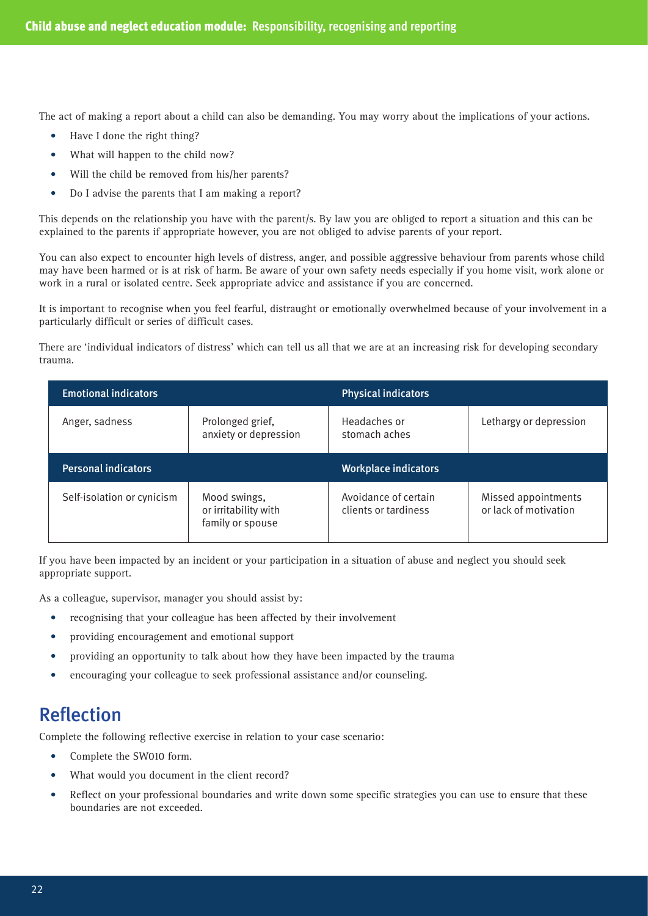The act of making a report about a child can also be demanding. You may worry about the implications of your actions.

- Have I done the right thing?
- What will happen to the child now?
- Will the child be removed from his/her parents?
- Do I advise the parents that I am making a report?

This depends on the relationship you have with the parent/s. By law you are obliged to report a situation and this can be explained to the parents if appropriate however, you are not obliged to advise parents of your report.

You can also expect to encounter high levels of distress, anger, and possible aggressive behaviour from parents whose child may have been harmed or is at risk of harm. Be aware of your own safety needs especially if you home visit, work alone or work in a rural or isolated centre. Seek appropriate advice and assistance if you are concerned.

It is important to recognise when you feel fearful, distraught or emotionally overwhelmed because of your involvement in a particularly difficult or series of difficult cases.

There are 'individual indicators of distress' which can tell us all that we are at an increasing risk for developing secondary trauma.

| Emotional indicators | | Physical indicators | |
|---|---|---|---|
| Anger, sadness | Prolonged grief, anxiety or depression | Headaches or stomach aches | Lethargy or depression |
| **Personal indicators** | | **Workplace indicators** | |
| Self-isolation or cynicism | Mood swings, or irritability with family or spouse | Avoidance of certain clients or tardiness | Missed appointments or lack of motivation |

If you have been impacted by an incident or your participation in a situation of abuse and neglect you should seek appropriate support.

As a colleague, supervisor, manager you should assist by:

- recognising that your colleague has been affected by their involvement
- providing encouragement and emotional support
- providing an opportunity to talk about how they have been impacted by the trauma
- encouraging your colleague to seek professional assistance and/or counseling.

## Reflection

Complete the following reflective exercise in relation to your case scenario:

- Complete the SW010 form.
- What would you document in the client record?
- Reflect on your professional boundaries and write down some specific strategies you can use to ensure that these boundaries are not exceeded.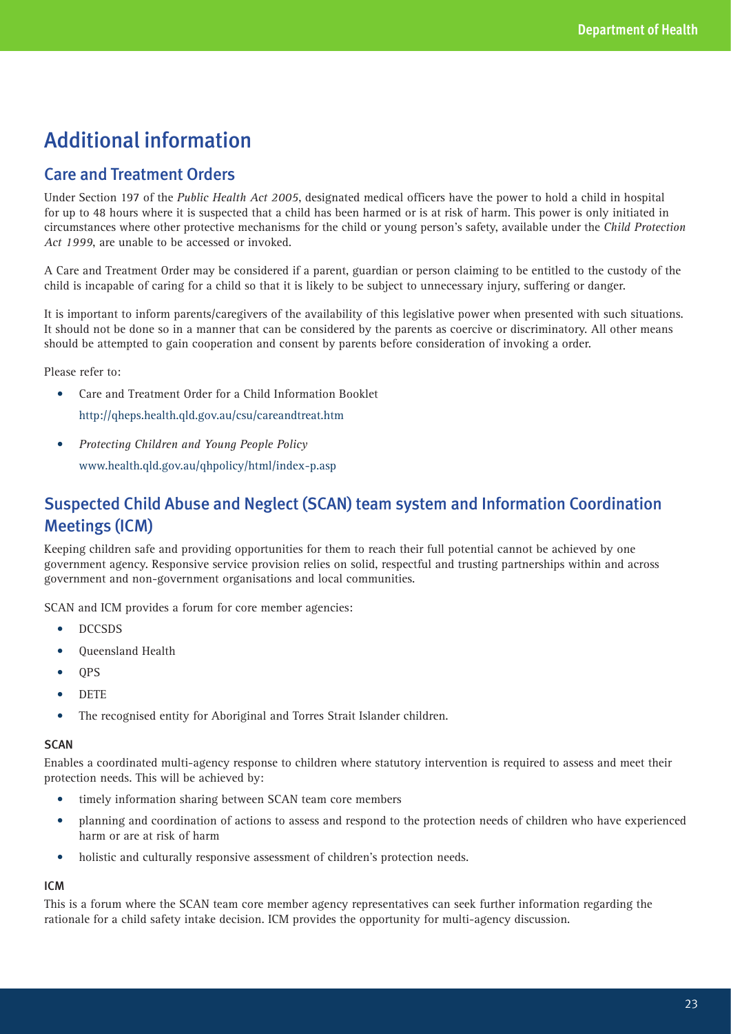# Additional information

## Care and Treatment Orders

Under Section 197 of the *Public Health Act 2005*, designated medical officers have the power to hold a child in hospital for up to 48 hours where it is suspected that a child has been harmed or is at risk of harm. This power is only initiated in circumstances where other protective mechanisms for the child or young person's safety, available under the *Child Protection Act 1999*, are unable to be accessed or invoked.

A Care and Treatment Order may be considered if a parent, guardian or person claiming to be entitled to the custody of the child is incapable of caring for a child so that it is likely to be subject to unnecessary injury, suffering or danger.

It is important to inform parents/caregivers of the availability of this legislative power when presented with such situations. It should not be done so in a manner that can be considered by the parents as coercive or discriminatory. All other means should be attempted to gain cooperation and consent by parents before consideration of invoking a order.

Please refer to:

- Care and Treatment Order for a Child Information Booklet
  http://qheps.health.qld.gov.au/csu/careandtreat.htm
- *Protecting Children and Young People Policy*
  www.health.qld.gov.au/qhpolicy/html/index-p.asp

## Suspected Child Abuse and Neglect (SCAN) team system and Information Coordination Meetings (ICM)

Keeping children safe and providing opportunities for them to reach their full potential cannot be achieved by one government agency. Responsive service provision relies on solid, respectful and trusting partnerships within and across government and non-government organisations and local communities.

SCAN and ICM provides a forum for core member agencies:

- DCCSDS
- Queensland Health
- QPS
- DETE
- The recognised entity for Aboriginal and Torres Strait Islander children.

### SCAN

Enables a coordinated multi-agency response to children where statutory intervention is required to assess and meet their protection needs. This will be achieved by:

- timely information sharing between SCAN team core members
- planning and coordination of actions to assess and respond to the protection needs of children who have experienced harm or are at risk of harm
- holistic and culturally responsive assessment of children's protection needs.

### ICM

This is a forum where the SCAN team core member agency representatives can seek further information regarding the rationale for a child safety intake decision. ICM provides the opportunity for multi-agency discussion.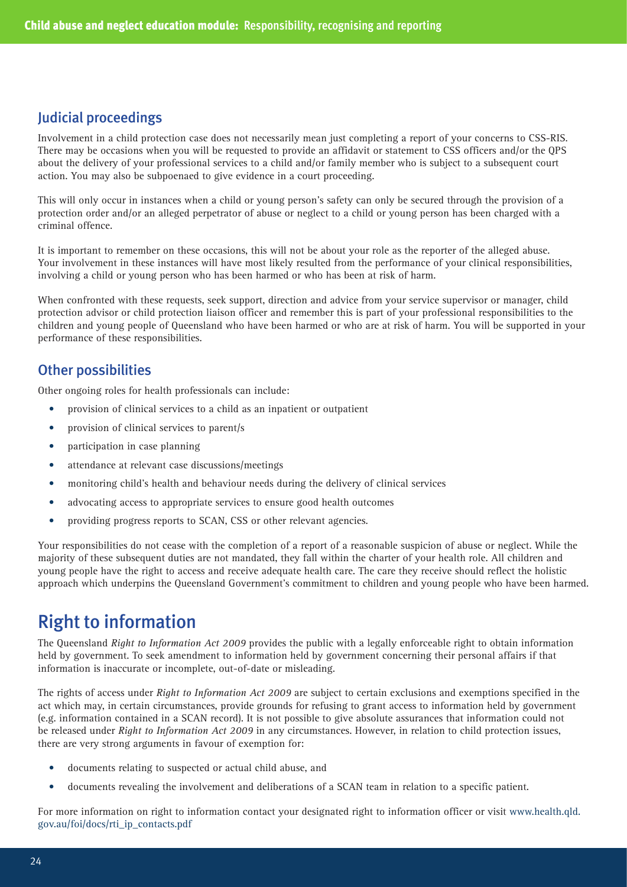## Judicial proceedings

Involvement in a child protection case does not necessarily mean just completing a report of your concerns to CSS-RIS. There may be occasions when you will be requested to provide an affidavit or statement to CSS officers and/or the QPS about the delivery of your professional services to a child and/or family member who is subject to a subsequent court action. You may also be subpoenaed to give evidence in a court proceeding.

This will only occur in instances when a child or young person's safety can only be secured through the provision of a protection order and/or an alleged perpetrator of abuse or neglect to a child or young person has been charged with a criminal offence.

It is important to remember on these occasions, this will not be about your role as the reporter of the alleged abuse. Your involvement in these instances will have most likely resulted from the performance of your clinical responsibilities, involving a child or young person who has been harmed or who has been at risk of harm.

When confronted with these requests, seek support, direction and advice from your service supervisor or manager, child protection advisor or child protection liaison officer and remember this is part of your professional responsibilities to the children and young people of Queensland who have been harmed or who are at risk of harm. You will be supported in your performance of these responsibilities.

## Other possibilities

Other ongoing roles for health professionals can include:

- provision of clinical services to a child as an inpatient or outpatient
- provision of clinical services to parent/s
- participation in case planning
- attendance at relevant case discussions/meetings
- monitoring child's health and behaviour needs during the delivery of clinical services
- advocating access to appropriate services to ensure good health outcomes
- providing progress reports to SCAN, CSS or other relevant agencies.

Your responsibilities do not cease with the completion of a report of a reasonable suspicion of abuse or neglect. While the majority of these subsequent duties are not mandated, they fall within the charter of your health role. All children and young people have the right to access and receive adequate health care. The care they receive should reflect the holistic approach which underpins the Queensland Government's commitment to children and young people who have been harmed.

# Right to information

The Queensland *Right to Information Act 2009* provides the public with a legally enforceable right to obtain information held by government. To seek amendment to information held by government concerning their personal affairs if that information is inaccurate or incomplete, out-of-date or misleading.

The rights of access under *Right to Information Act 2009* are subject to certain exclusions and exemptions specified in the act which may, in certain circumstances, provide grounds for refusing to grant access to information held by government (e.g. information contained in a SCAN record). It is not possible to give absolute assurances that information could not be released under *Right to Information Act 2009* in any circumstances. However, in relation to child protection issues, there are very strong arguments in favour of exemption for:

- documents relating to suspected or actual child abuse, and
- documents revealing the involvement and deliberations of a SCAN team in relation to a specific patient.

For more information on right to information contact your designated right to information officer or visit www.health.qld.gov.au/foi/docs/rti_ip_contacts.pdf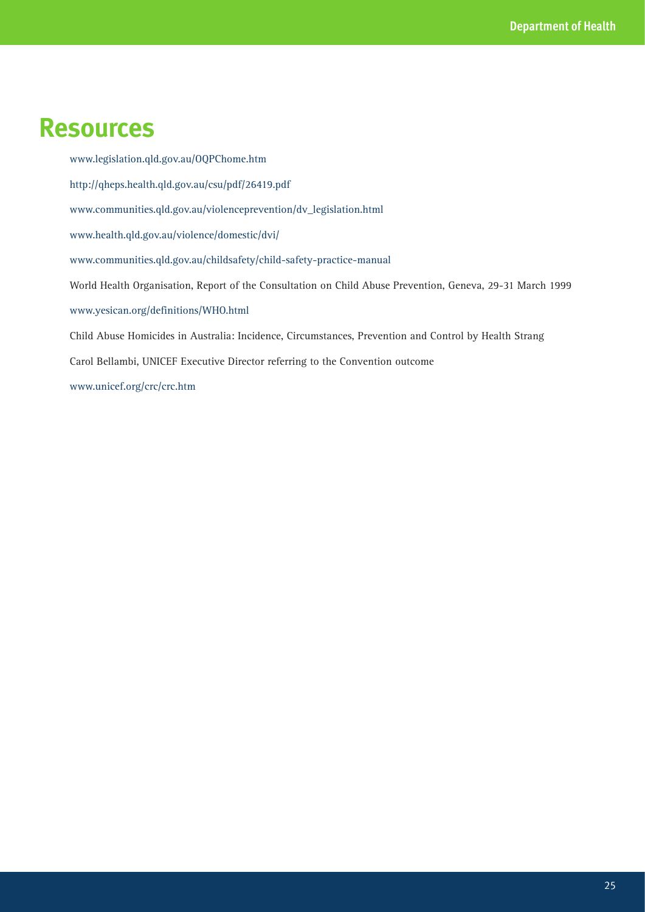# Resources

www.legislation.qld.gov.au/OQPChome.htm

http://qheps.health.qld.gov.au/csu/pdf/26419.pdf

www.communities.qld.gov.au/violenceprevention/dv_legislation.html

www.health.qld.gov.au/violence/domestic/dvi/

www.communities.qld.gov.au/childsafety/child-safety-practice-manual

World Health Organisation, Report of the Consultation on Child Abuse Prevention, Geneva, 29-31 March 1999

www.yesican.org/definitions/WHO.html

Child Abuse Homicides in Australia: Incidence, Circumstances, Prevention and Control by Health Strang

Carol Bellambi, UNICEF Executive Director referring to the Convention outcome

www.unicef.org/crc/crc.htm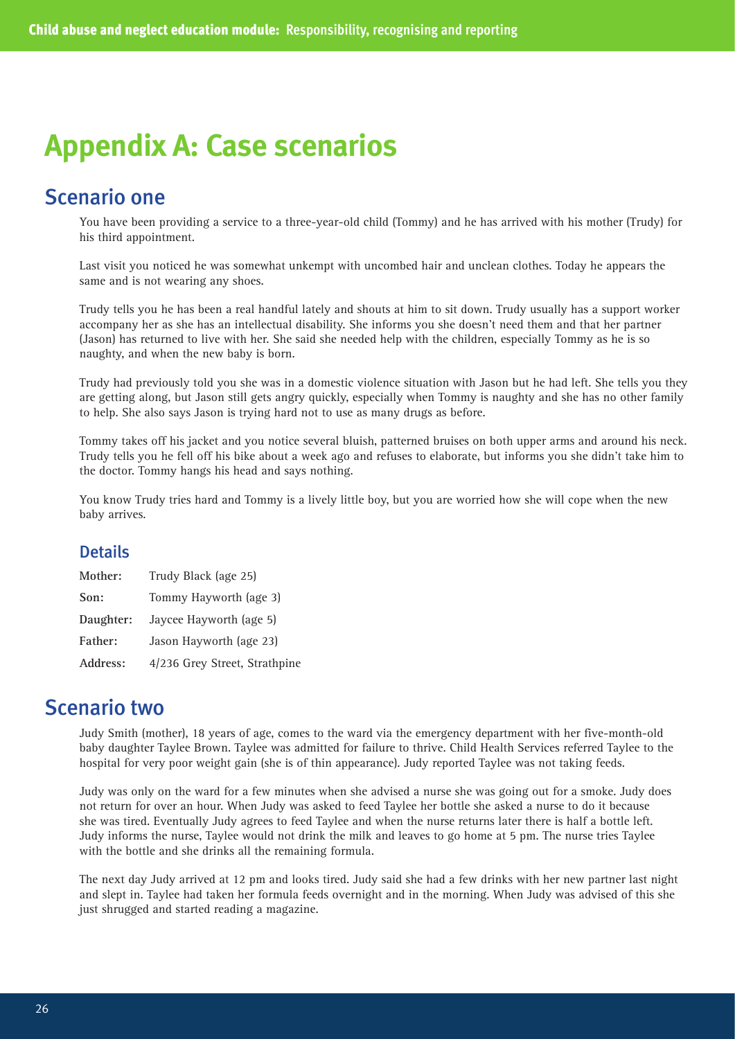# Appendix A: Case scenarios

## Scenario one

You have been providing a service to a three-year-old child (Tommy) and he has arrived with his mother (Trudy) for his third appointment.

Last visit you noticed he was somewhat unkempt with uncombed hair and unclean clothes. Today he appears the same and is not wearing any shoes.

Trudy tells you he has been a real handful lately and shouts at him to sit down. Trudy usually has a support worker accompany her as she has an intellectual disability. She informs you she doesn't need them and that her partner (Jason) has returned to live with her. She said she needed help with the children, especially Tommy as he is so naughty, and when the new baby is born.

Trudy had previously told you she was in a domestic violence situation with Jason but he had left. She tells you they are getting along, but Jason still gets angry quickly, especially when Tommy is naughty and she has no other family to help. She also says Jason is trying hard not to use as many drugs as before.

Tommy takes off his jacket and you notice several bluish, patterned bruises on both upper arms and around his neck. Trudy tells you he fell off his bike about a week ago and refuses to elaborate, but informs you she didn't take him to the doctor. Tommy hangs his head and says nothing.

You know Trudy tries hard and Tommy is a lively little boy, but you are worried how she will cope when the new baby arrives.

### Details

| | |
|---|---|
| **Mother:** | Trudy Black (age 25) |
| **Son:** | Tommy Hayworth (age 3) |
| **Daughter:** | Jaycee Hayworth (age 5) |
| **Father:** | Jason Hayworth (age 23) |
| **Address:** | 4/236 Grey Street, Strathpine |

## Scenario two

Judy Smith (mother), 18 years of age, comes to the ward via the emergency department with her five-month-old baby daughter Taylee Brown. Taylee was admitted for failure to thrive. Child Health Services referred Taylee to the hospital for very poor weight gain (she is of thin appearance). Judy reported Taylee was not taking feeds.

Judy was only on the ward for a few minutes when she advised a nurse she was going out for a smoke. Judy does not return for over an hour. When Judy was asked to feed Taylee her bottle she asked a nurse to do it because she was tired. Eventually Judy agrees to feed Taylee and when the nurse returns later there is half a bottle left. Judy informs the nurse, Taylee would not drink the milk and leaves to go home at 5 pm. The nurse tries Taylee with the bottle and she drinks all the remaining formula.

The next day Judy arrived at 12 pm and looks tired. Judy said she had a few drinks with her new partner last night and slept in. Taylee had taken her formula feeds overnight and in the morning. When Judy was advised of this she just shrugged and started reading a magazine.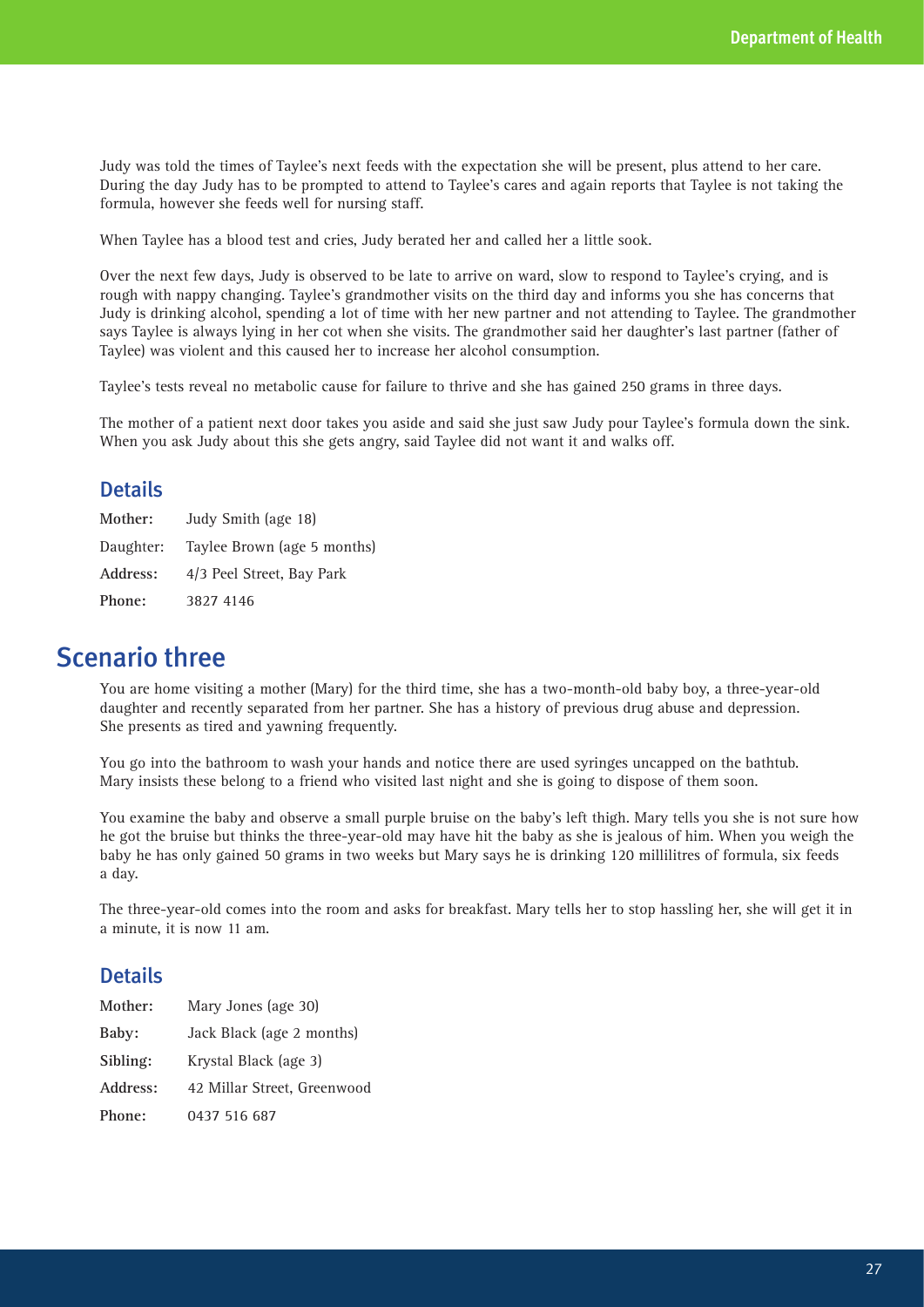Judy was told the times of Taylee's next feeds with the expectation she will be present, plus attend to her care. During the day Judy has to be prompted to attend to Taylee's cares and again reports that Taylee is not taking the formula, however she feeds well for nursing staff.

When Taylee has a blood test and cries, Judy berated her and called her a little sook.

Over the next few days, Judy is observed to be late to arrive on ward, slow to respond to Taylee's crying, and is rough with nappy changing. Taylee's grandmother visits on the third day and informs you she has concerns that Judy is drinking alcohol, spending a lot of time with her new partner and not attending to Taylee. The grandmother says Taylee is always lying in her cot when she visits. The grandmother said her daughter's last partner (father of Taylee) was violent and this caused her to increase her alcohol consumption.

Taylee's tests reveal no metabolic cause for failure to thrive and she has gained 250 grams in three days.

The mother of a patient next door takes you aside and said she just saw Judy pour Taylee's formula down the sink. When you ask Judy about this she gets angry, said Taylee did not want it and walks off.

### Details

| | |
|---|---|
| **Mother:** | Judy Smith (age 18) |
| Daughter: | Taylee Brown (age 5 months) |
| **Address:** | 4/3 Peel Street, Bay Park |
| **Phone:** | 3827 4146 |

## Scenario three

You are home visiting a mother (Mary) for the third time, she has a two-month-old baby boy, a three-year-old daughter and recently separated from her partner. She has a history of previous drug abuse and depression. She presents as tired and yawning frequently.

You go into the bathroom to wash your hands and notice there are used syringes uncapped on the bathtub. Mary insists these belong to a friend who visited last night and she is going to dispose of them soon.

You examine the baby and observe a small purple bruise on the baby's left thigh. Mary tells you she is not sure how he got the bruise but thinks the three-year-old may have hit the baby as she is jealous of him. When you weigh the baby he has only gained 50 grams in two weeks but Mary says he is drinking 120 millilitres of formula, six feeds a day.

The three-year-old comes into the room and asks for breakfast. Mary tells her to stop hassling her, she will get it in a minute, it is now 11 am.

### Details

| | |
|---|---|
| **Mother:** | Mary Jones (age 30) |
| **Baby:** | Jack Black (age 2 months) |
| **Sibling:** | Krystal Black (age 3) |
| **Address:** | 42 Millar Street, Greenwood |
| **Phone:** | 0437 516 687 |